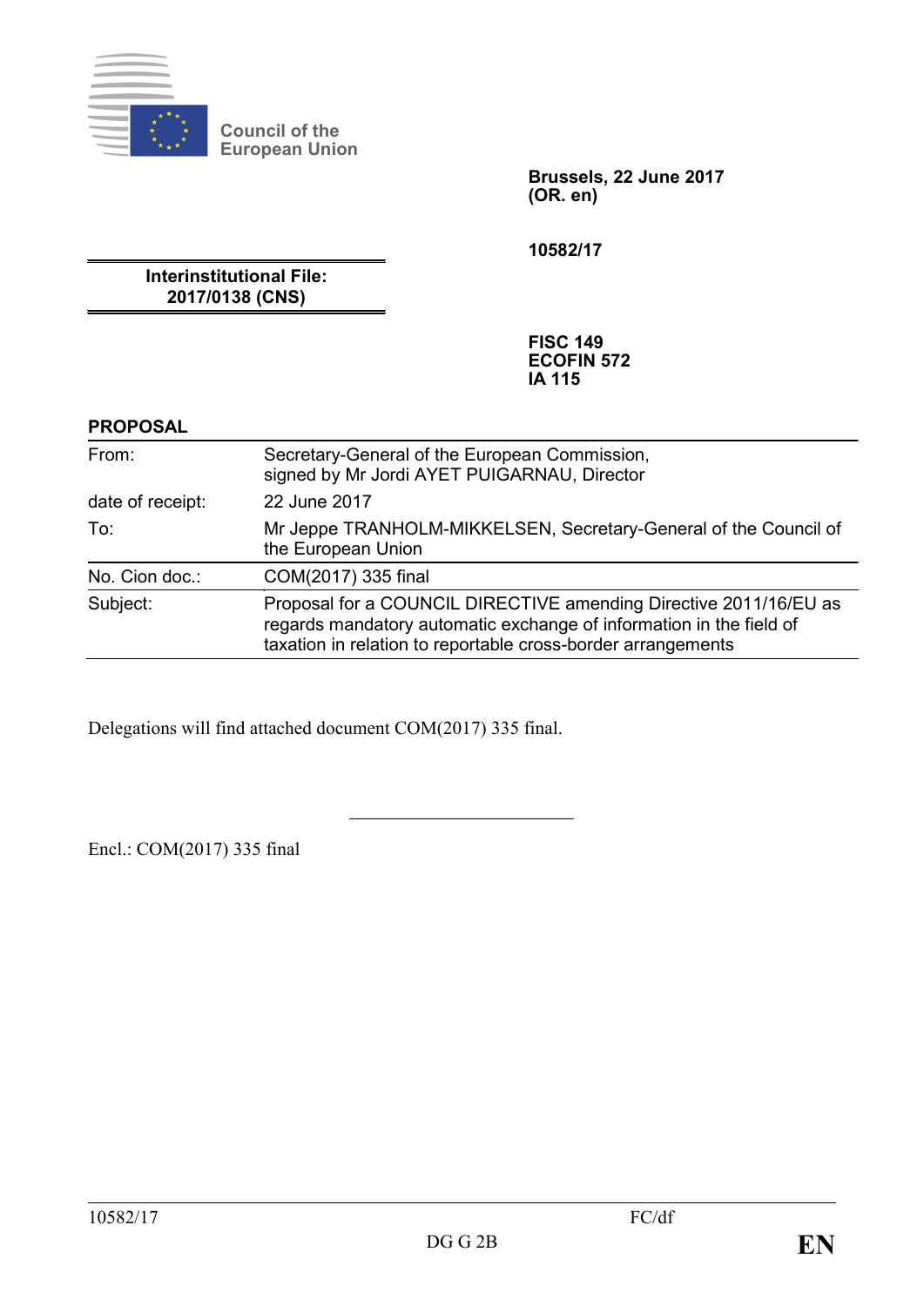Council of the European Union

**Brussels, 22 June 2017**
**(OR. en)**

**10582/17**

**Interinstitutional File:**
**2017/0138 (CNS)**

**FISC 149**
**ECOFIN 572**
**IA 115**

**PROPOSAL**

| | |
|---|---|
| From: | Secretary-General of the European Commission, signed by Mr Jordi AYET PUIGARNAU, Director |
| date of receipt: | 22 June 2017 |
| To: | Mr Jeppe TRANHOLM-MIKKELSEN, Secretary-General of the Council of the European Union |
| No. Cion doc.: | COM(2017) 335 final |
| Subject: | Proposal for a COUNCIL DIRECTIVE amending Directive 2011/16/EU as regards mandatory automatic exchange of information in the field of taxation in relation to reportable cross-border arrangements |

Delegations will find attached document COM(2017) 335 final.

---

Encl.: COM(2017) 335 final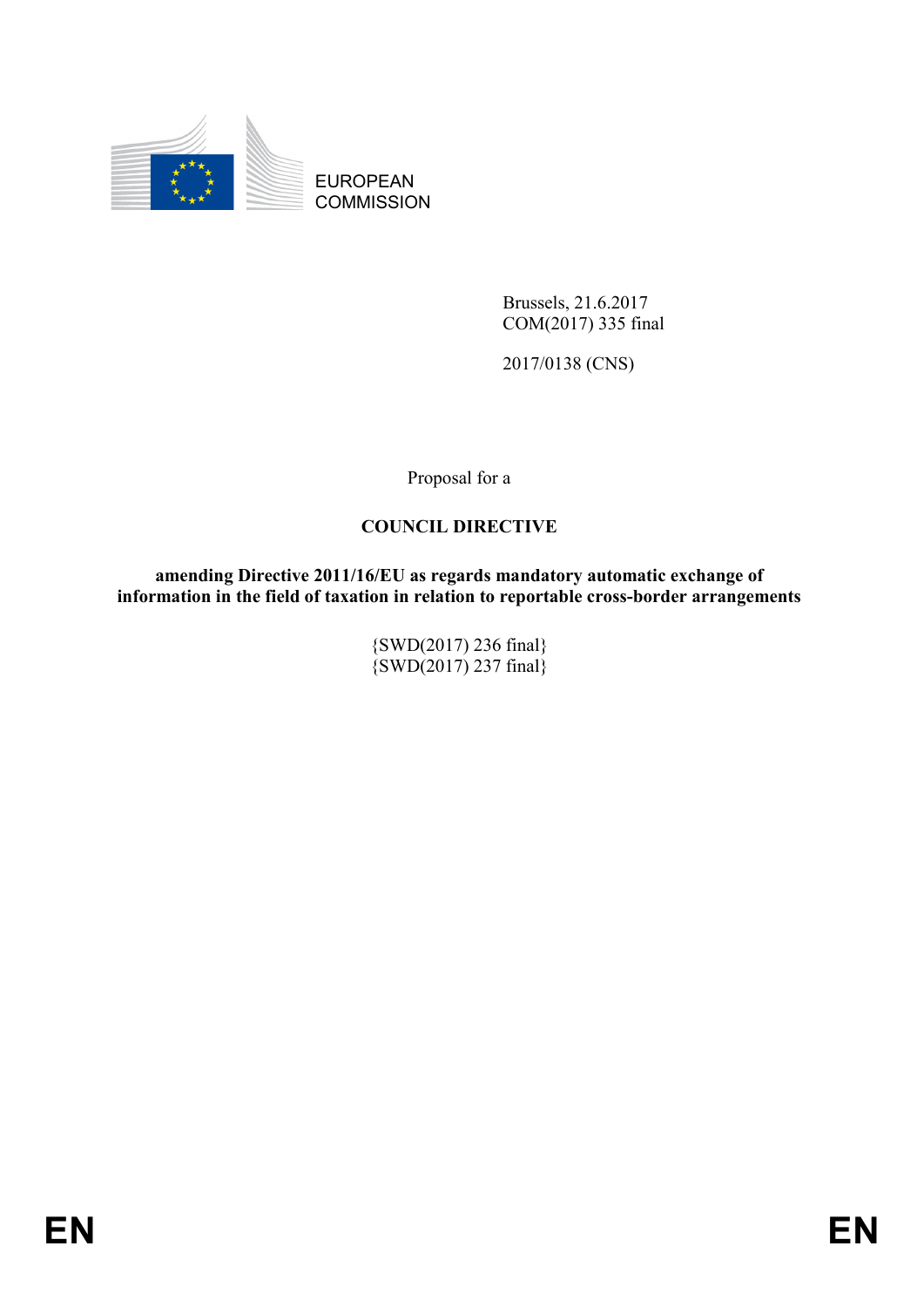EUROPEAN COMMISSION

Brussels, 21.6.2017
COM(2017) 335 final

2017/0138 (CNS)

Proposal for a

**COUNCIL DIRECTIVE**

**amending Directive 2011/16/EU as regards mandatory automatic exchange of information in the field of taxation in relation to reportable cross-border arrangements**

{SWD(2017) 236 final}
{SWD(2017) 237 final}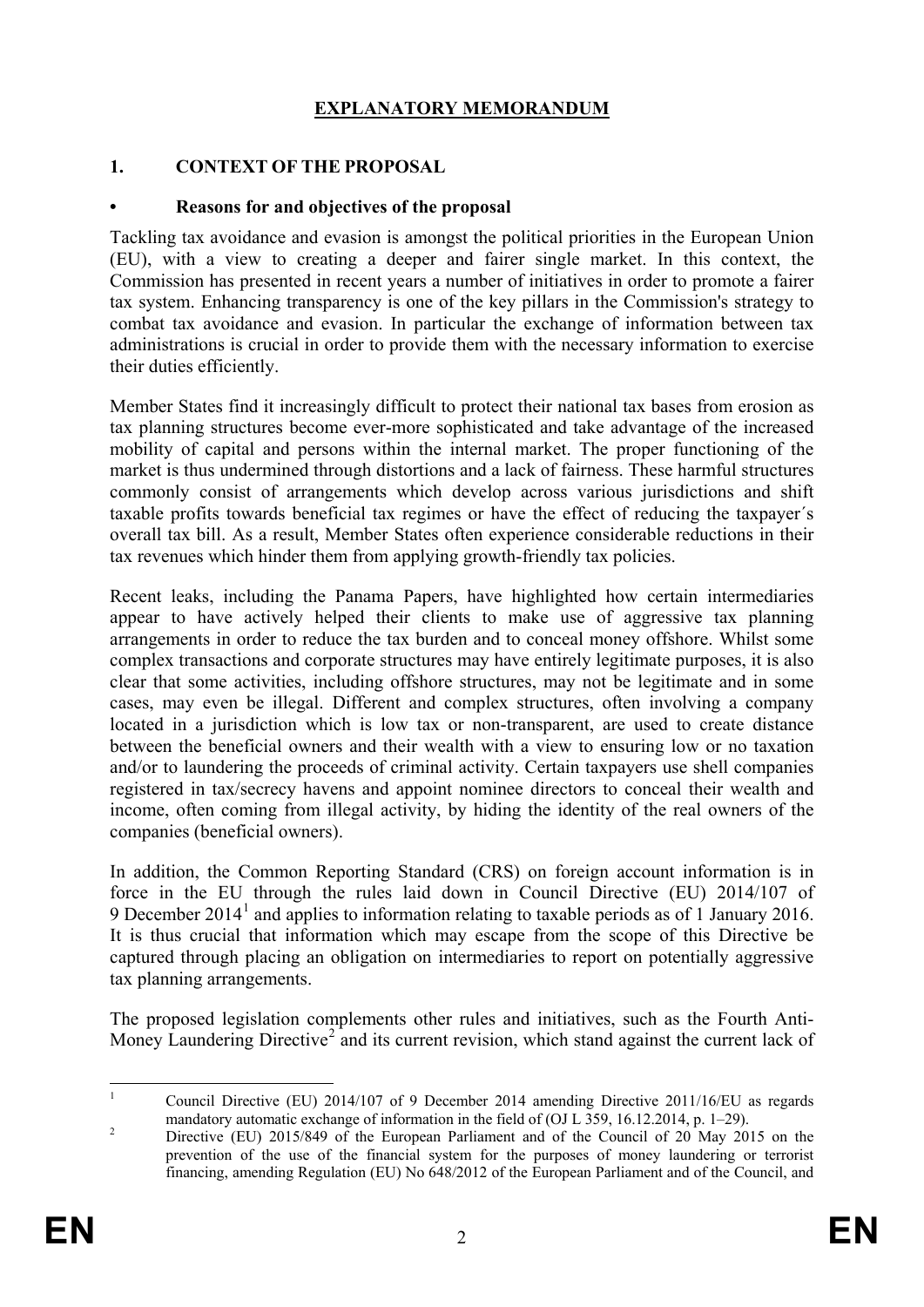# EXPLANATORY MEMORANDUM

## 1. CONTEXT OF THE PROPOSAL

### • Reasons for and objectives of the proposal

Tackling tax avoidance and evasion is amongst the political priorities in the European Union (EU), with a view to creating a deeper and fairer single market. In this context, the Commission has presented in recent years a number of initiatives in order to promote a fairer tax system. Enhancing transparency is one of the key pillars in the Commission's strategy to combat tax avoidance and evasion. In particular the exchange of information between tax administrations is crucial in order to provide them with the necessary information to exercise their duties efficiently.

Member States find it increasingly difficult to protect their national tax bases from erosion as tax planning structures become ever-more sophisticated and take advantage of the increased mobility of capital and persons within the internal market. The proper functioning of the market is thus undermined through distortions and a lack of fairness. These harmful structures commonly consist of arrangements which develop across various jurisdictions and shift taxable profits towards beneficial tax regimes or have the effect of reducing the taxpayer´s overall tax bill. As a result, Member States often experience considerable reductions in their tax revenues which hinder them from applying growth-friendly tax policies.

Recent leaks, including the Panama Papers, have highlighted how certain intermediaries appear to have actively helped their clients to make use of aggressive tax planning arrangements in order to reduce the tax burden and to conceal money offshore. Whilst some complex transactions and corporate structures may have entirely legitimate purposes, it is also clear that some activities, including offshore structures, may not be legitimate and in some cases, may even be illegal. Different and complex structures, often involving a company located in a jurisdiction which is low tax or non-transparent, are used to create distance between the beneficial owners and their wealth with a view to ensuring low or no taxation and/or to laundering the proceeds of criminal activity. Certain taxpayers use shell companies registered in tax/secrecy havens and appoint nominee directors to conceal their wealth and income, often coming from illegal activity, by hiding the identity of the real owners of the companies (beneficial owners).

In addition, the Common Reporting Standard (CRS) on foreign account information is in force in the EU through the rules laid down in Council Directive (EU) 2014/107 of 9 December 2014[1] and applies to information relating to taxable periods as of 1 January 2016. It is thus crucial that information which may escape from the scope of this Directive be captured through placing an obligation on intermediaries to report on potentially aggressive tax planning arrangements.

The proposed legislation complements other rules and initiatives, such as the Fourth Anti-Money Laundering Directive[2] and its current revision, which stand against the current lack of

---

[1] Council Directive (EU) 2014/107 of 9 December 2014 amending Directive 2011/16/EU as regards mandatory automatic exchange of information in the field of (OJ L 359, 16.12.2014, p. 1–29).

[2] Directive (EU) 2015/849 of the European Parliament and of the Council of 20 May 2015 on the prevention of the use of the financial system for the purposes of money laundering or terrorist financing, amending Regulation (EU) No 648/2012 of the European Parliament and of the Council, and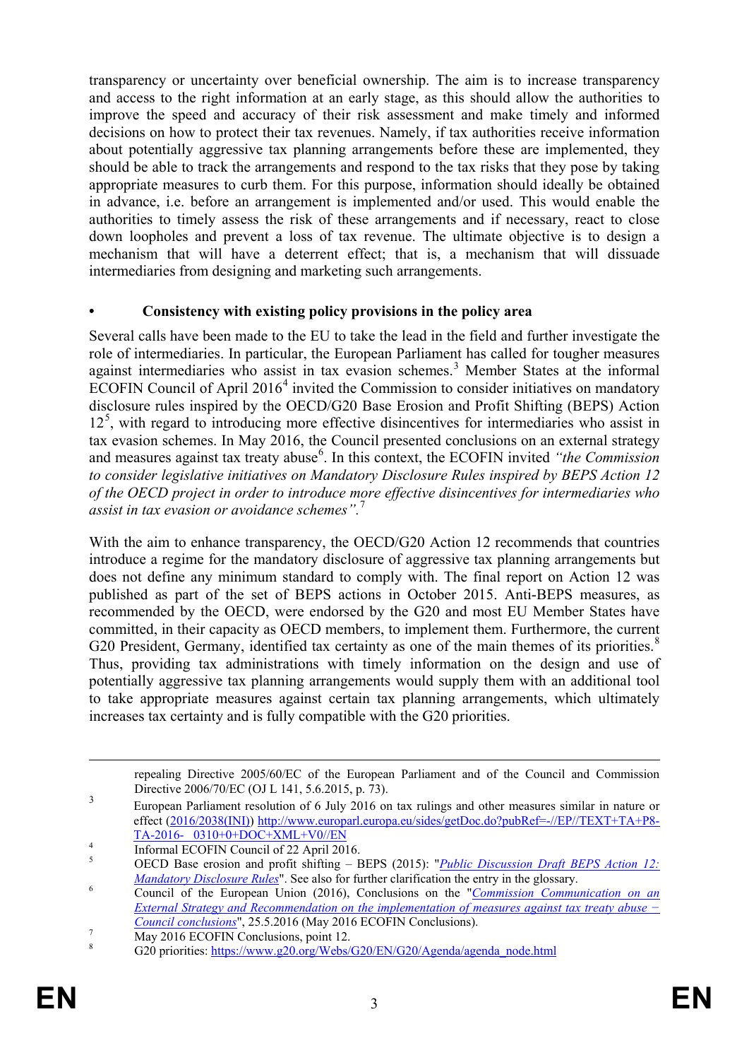transparency or uncertainty over beneficial ownership. The aim is to increase transparency and access to the right information at an early stage, as this should allow the authorities to improve the speed and accuracy of their risk assessment and make timely and informed decisions on how to protect their tax revenues. Namely, if tax authorities receive information about potentially aggressive tax planning arrangements before these are implemented, they should be able to track the arrangements and respond to the tax risks that they pose by taking appropriate measures to curb them. For this purpose, information should ideally be obtained in advance, i.e. before an arrangement is implemented and/or used. This would enable the authorities to timely assess the risk of these arrangements and if necessary, react to close down loopholes and prevent a loss of tax revenue. The ultimate objective is to design a mechanism that will have a deterrent effect; that is, a mechanism that will dissuade intermediaries from designing and marketing such arrangements.

- **Consistency with existing policy provisions in the policy area**

Several calls have been made to the EU to take the lead in the field and further investigate the role of intermediaries. In particular, the European Parliament has called for tougher measures against intermediaries who assist in tax evasion schemes.[3] Member States at the informal ECOFIN Council of April 2016[4] invited the Commission to consider initiatives on mandatory disclosure rules inspired by the OECD/G20 Base Erosion and Profit Shifting (BEPS) Action 12[5], with regard to introducing more effective disincentives for intermediaries who assist in tax evasion schemes. In May 2016, the Council presented conclusions on an external strategy and measures against tax treaty abuse[6]. In this context, the ECOFIN invited *"the Commission to consider legislative initiatives on Mandatory Disclosure Rules inspired by BEPS Action 12 of the OECD project in order to introduce more effective disincentives for intermediaries who assist in tax evasion or avoidance schemes"*.[7]

With the aim to enhance transparency, the OECD/G20 Action 12 recommends that countries introduce a regime for the mandatory disclosure of aggressive tax planning arrangements but does not define any minimum standard to comply with. The final report on Action 12 was published as part of the set of BEPS actions in October 2015. Anti-BEPS measures, as recommended by the OECD, were endorsed by the G20 and most EU Member States have committed, in their capacity as OECD members, to implement them. Furthermore, the current G20 President, Germany, identified tax certainty as one of the main themes of its priorities.[8] Thus, providing tax administrations with timely information on the design and use of potentially aggressive tax planning arrangements would supply them with an additional tool to take appropriate measures against certain tax planning arrangements, which ultimately increases tax certainty and is fully compatible with the G20 priorities.

---

repealing Directive 2005/60/EC of the European Parliament and of the Council and Commission Directive 2006/70/EC (OJ L 141, 5.6.2015, p. 73).

[3] European Parliament resolution of 6 July 2016 on tax rulings and other measures similar in nature or effect (2016/2038(INI)) http://www.europarl.europa.eu/sides/getDoc.do?pubRef=-//EP//TEXT+TA+P8-TA-2016- 0310+0+DOC+XML+V0//EN

[4] Informal ECOFIN Council of 22 April 2016.

[5] OECD Base erosion and profit shifting – BEPS (2015): "*Public Discussion Draft BEPS Action 12: Mandatory Disclosure Rules*". See also for further clarification the entry in the glossary.

[6] Council of the European Union (2016), Conclusions on the "*Commission Communication on an External Strategy and Recommendation on the implementation of measures against tax treaty abuse − Council conclusions*", 25.5.2016 (May 2016 ECOFIN Conclusions).

[7] May 2016 ECOFIN Conclusions, point 12.

[8] G20 priorities: https://www.g20.org/Webs/G20/EN/G20/Agenda/agenda_node.html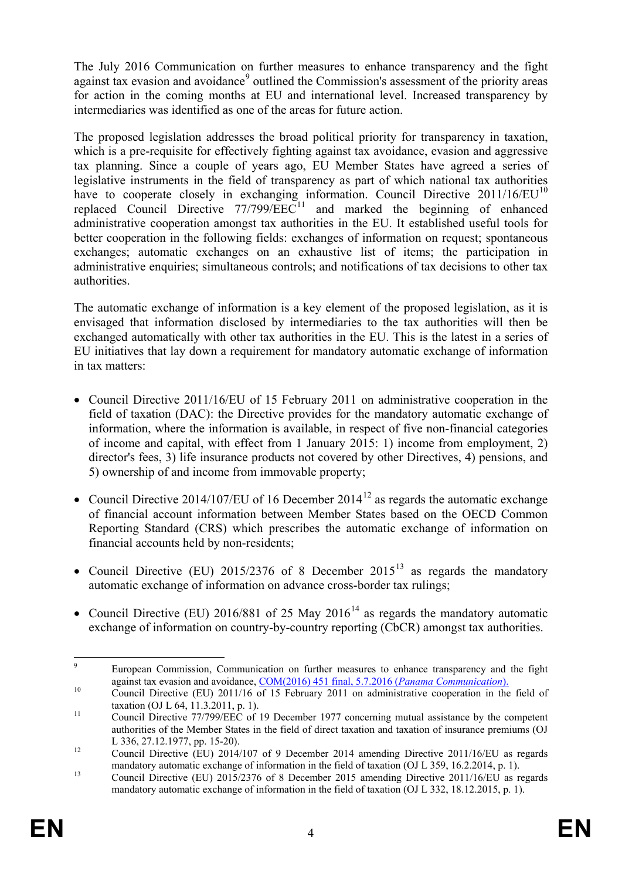The July 2016 Communication on further measures to enhance transparency and the fight against tax evasion and avoidance[9] outlined the Commission's assessment of the priority areas for action in the coming months at EU and international level. Increased transparency by intermediaries was identified as one of the areas for future action.

The proposed legislation addresses the broad political priority for transparency in taxation, which is a pre-requisite for effectively fighting against tax avoidance, evasion and aggressive tax planning. Since a couple of years ago, EU Member States have agreed a series of legislative instruments in the field of transparency as part of which national tax authorities have to cooperate closely in exchanging information. Council Directive 2011/16/EU[10] replaced Council Directive 77/799/EEC[11] and marked the beginning of enhanced administrative cooperation amongst tax authorities in the EU. It established useful tools for better cooperation in the following fields: exchanges of information on request; spontaneous exchanges; automatic exchanges on an exhaustive list of items; the participation in administrative enquiries; simultaneous controls; and notifications of tax decisions to other tax authorities.

The automatic exchange of information is a key element of the proposed legislation, as it is envisaged that information disclosed by intermediaries to the tax authorities will then be exchanged automatically with other tax authorities in the EU. This is the latest in a series of EU initiatives that lay down a requirement for mandatory automatic exchange of information in tax matters:

- Council Directive 2011/16/EU of 15 February 2011 on administrative cooperation in the field of taxation (DAC): the Directive provides for the mandatory automatic exchange of information, where the information is available, in respect of five non-financial categories of income and capital, with effect from 1 January 2015: 1) income from employment, 2) director's fees, 3) life insurance products not covered by other Directives, 4) pensions, and 5) ownership of and income from immovable property;

- Council Directive 2014/107/EU of 16 December 2014[12] as regards the automatic exchange of financial account information between Member States based on the OECD Common Reporting Standard (CRS) which prescribes the automatic exchange of information on financial accounts held by non-residents;

- Council Directive (EU) 2015/2376 of 8 December 2015[13] as regards the mandatory automatic exchange of information on advance cross-border tax rulings;

- Council Directive (EU) 2016/881 of 25 May 2016[14] as regards the mandatory automatic exchange of information on country-by-country reporting (CbCR) amongst tax authorities.

---

[9] European Commission, Communication on further measures to enhance transparency and the fight against tax evasion and avoidance, COM(2016) 451 final, 5.7.2016 (*Panama Communication*).

[10] Council Directive (EU) 2011/16 of 15 February 2011 on administrative cooperation in the field of taxation (OJ L 64, 11.3.2011, p. 1).

[11] Council Directive 77/799/EEC of 19 December 1977 concerning mutual assistance by the competent authorities of the Member States in the field of direct taxation and taxation of insurance premiums (OJ L 336, 27.12.1977, pp. 15-20).

[12] Council Directive (EU) 2014/107 of 9 December 2014 amending Directive 2011/16/EU as regards mandatory automatic exchange of information in the field of taxation (OJ L 359, 16.2.2014, p. 1).

[13] Council Directive (EU) 2015/2376 of 8 December 2015 amending Directive 2011/16/EU as regards mandatory automatic exchange of information in the field of taxation (OJ L 332, 18.12.2015, p. 1).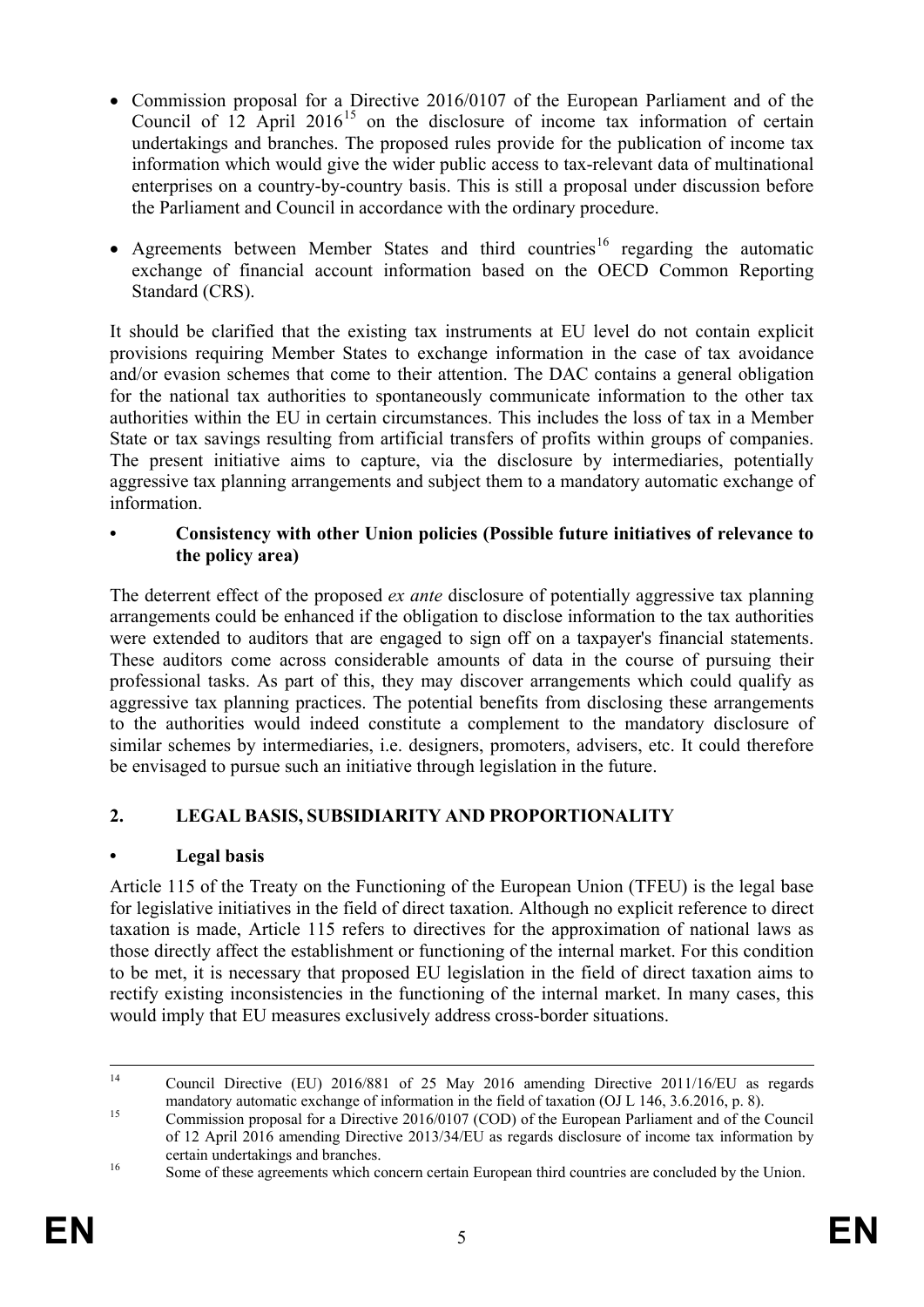- Commission proposal for a Directive 2016/0107 of the European Parliament and of the Council of 12 April 2016[15] on the disclosure of income tax information of certain undertakings and branches. The proposed rules provide for the publication of income tax information which would give the wider public access to tax-relevant data of multinational enterprises on a country-by-country basis. This is still a proposal under discussion before the Parliament and Council in accordance with the ordinary procedure.
- Agreements between Member States and third countries[16] regarding the automatic exchange of financial account information based on the OECD Common Reporting Standard (CRS).

It should be clarified that the existing tax instruments at EU level do not contain explicit provisions requiring Member States to exchange information in the case of tax avoidance and/or evasion schemes that come to their attention. The DAC contains a general obligation for the national tax authorities to spontaneously communicate information to the other tax authorities within the EU in certain circumstances. This includes the loss of tax in a Member State or tax savings resulting from artificial transfers of profits within groups of companies. The present initiative aims to capture, via the disclosure by intermediaries, potentially aggressive tax planning arrangements and subject them to a mandatory automatic exchange of information.

- **Consistency with other Union policies (Possible future initiatives of relevance to the policy area)**

The deterrent effect of the proposed *ex ante* disclosure of potentially aggressive tax planning arrangements could be enhanced if the obligation to disclose information to the tax authorities were extended to auditors that are engaged to sign off on a taxpayer's financial statements. These auditors come across considerable amounts of data in the course of pursuing their professional tasks. As part of this, they may discover arrangements which could qualify as aggressive tax planning practices. The potential benefits from disclosing these arrangements to the authorities would indeed constitute a complement to the mandatory disclosure of similar schemes by intermediaries, i.e. designers, promoters, advisers, etc. It could therefore be envisaged to pursue such an initiative through legislation in the future.

## 2. LEGAL BASIS, SUBSIDIARITY AND PROPORTIONALITY

- **Legal basis**

Article 115 of the Treaty on the Functioning of the European Union (TFEU) is the legal base for legislative initiatives in the field of direct taxation. Although no explicit reference to direct taxation is made, Article 115 refers to directives for the approximation of national laws as those directly affect the establishment or functioning of the internal market. For this condition to be met, it is necessary that proposed EU legislation in the field of direct taxation aims to rectify existing inconsistencies in the functioning of the internal market. In many cases, this would imply that EU measures exclusively address cross-border situations.

---

[14] Council Directive (EU) 2016/881 of 25 May 2016 amending Directive 2011/16/EU as regards mandatory automatic exchange of information in the field of taxation (OJ L 146, 3.6.2016, p. 8).

[15] Commission proposal for a Directive 2016/0107 (COD) of the European Parliament and of the Council of 12 April 2016 amending Directive 2013/34/EU as regards disclosure of income tax information by certain undertakings and branches.

[16] Some of these agreements which concern certain European third countries are concluded by the Union.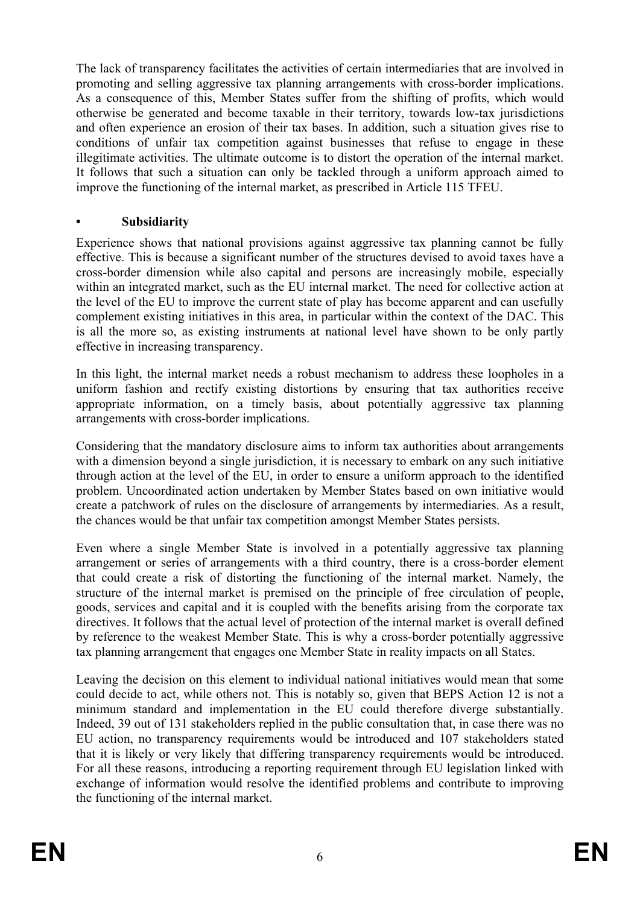The lack of transparency facilitates the activities of certain intermediaries that are involved in promoting and selling aggressive tax planning arrangements with cross-border implications. As a consequence of this, Member States suffer from the shifting of profits, which would otherwise be generated and become taxable in their territory, towards low-tax jurisdictions and often experience an erosion of their tax bases. In addition, such a situation gives rise to conditions of unfair tax competition against businesses that refuse to engage in these illegitimate activities. The ultimate outcome is to distort the operation of the internal market. It follows that such a situation can only be tackled through a uniform approach aimed to improve the functioning of the internal market, as prescribed in Article 115 TFEU.

- **Subsidiarity**

Experience shows that national provisions against aggressive tax planning cannot be fully effective. This is because a significant number of the structures devised to avoid taxes have a cross-border dimension while also capital and persons are increasingly mobile, especially within an integrated market, such as the EU internal market. The need for collective action at the level of the EU to improve the current state of play has become apparent and can usefully complement existing initiatives in this area, in particular within the context of the DAC. This is all the more so, as existing instruments at national level have shown to be only partly effective in increasing transparency.

In this light, the internal market needs a robust mechanism to address these loopholes in a uniform fashion and rectify existing distortions by ensuring that tax authorities receive appropriate information, on a timely basis, about potentially aggressive tax planning arrangements with cross-border implications.

Considering that the mandatory disclosure aims to inform tax authorities about arrangements with a dimension beyond a single jurisdiction, it is necessary to embark on any such initiative through action at the level of the EU, in order to ensure a uniform approach to the identified problem. Uncoordinated action undertaken by Member States based on own initiative would create a patchwork of rules on the disclosure of arrangements by intermediaries. As a result, the chances would be that unfair tax competition amongst Member States persists.

Even where a single Member State is involved in a potentially aggressive tax planning arrangement or series of arrangements with a third country, there is a cross-border element that could create a risk of distorting the functioning of the internal market. Namely, the structure of the internal market is premised on the principle of free circulation of people, goods, services and capital and it is coupled with the benefits arising from the corporate tax directives. It follows that the actual level of protection of the internal market is overall defined by reference to the weakest Member State. This is why a cross-border potentially aggressive tax planning arrangement that engages one Member State in reality impacts on all States.

Leaving the decision on this element to individual national initiatives would mean that some could decide to act, while others not. This is notably so, given that BEPS Action 12 is not a minimum standard and implementation in the EU could therefore diverge substantially. Indeed, 39 out of 131 stakeholders replied in the public consultation that, in case there was no EU action, no transparency requirements would be introduced and 107 stakeholders stated that it is likely or very likely that differing transparency requirements would be introduced. For all these reasons, introducing a reporting requirement through EU legislation linked with exchange of information would resolve the identified problems and contribute to improving the functioning of the internal market.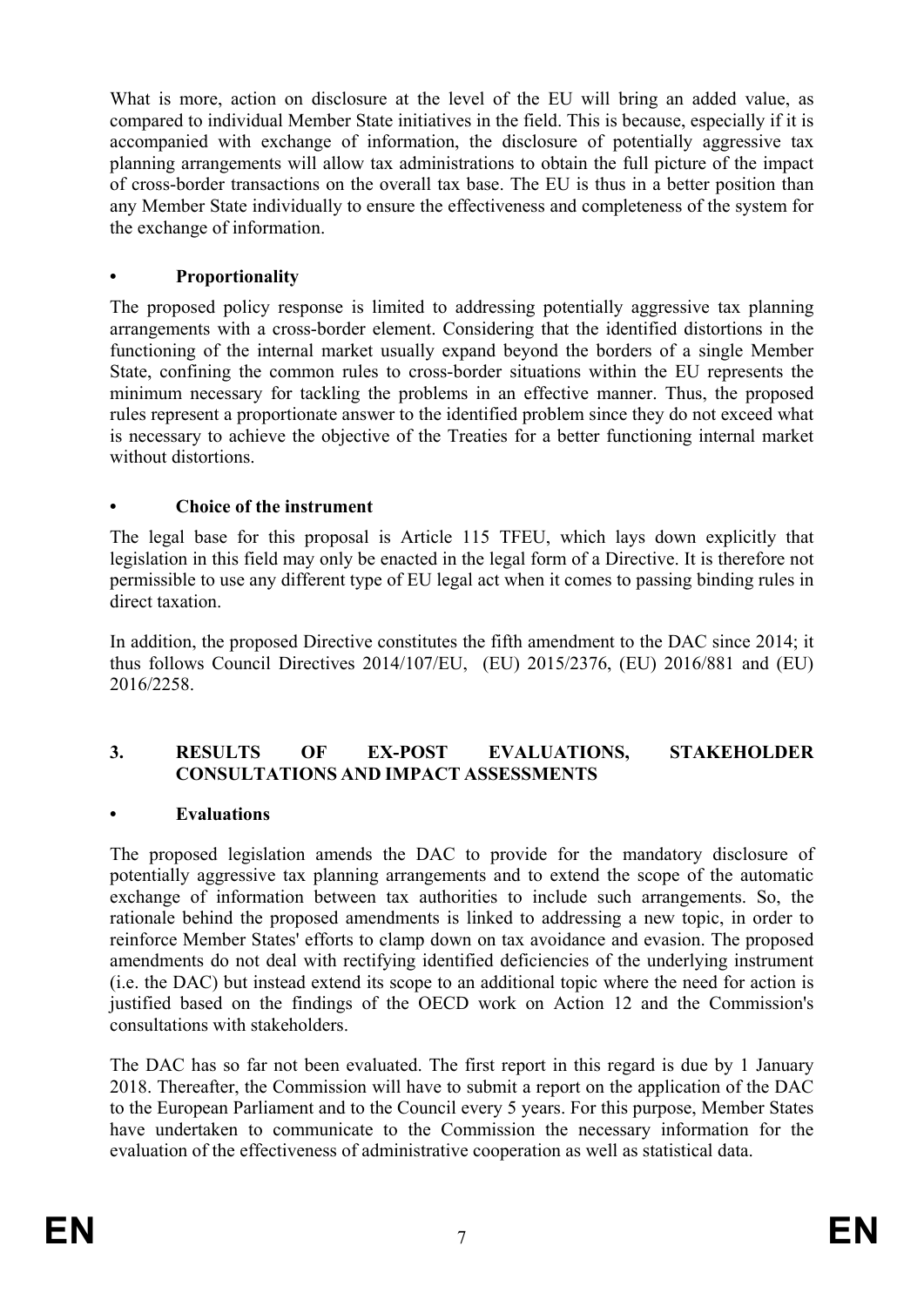What is more, action on disclosure at the level of the EU will bring an added value, as compared to individual Member State initiatives in the field. This is because, especially if it is accompanied with exchange of information, the disclosure of potentially aggressive tax planning arrangements will allow tax administrations to obtain the full picture of the impact of cross-border transactions on the overall tax base. The EU is thus in a better position than any Member State individually to ensure the effectiveness and completeness of the system for the exchange of information.

- **Proportionality**

The proposed policy response is limited to addressing potentially aggressive tax planning arrangements with a cross-border element. Considering that the identified distortions in the functioning of the internal market usually expand beyond the borders of a single Member State, confining the common rules to cross-border situations within the EU represents the minimum necessary for tackling the problems in an effective manner. Thus, the proposed rules represent a proportionate answer to the identified problem since they do not exceed what is necessary to achieve the objective of the Treaties for a better functioning internal market without distortions.

- **Choice of the instrument**

The legal base for this proposal is Article 115 TFEU, which lays down explicitly that legislation in this field may only be enacted in the legal form of a Directive. It is therefore not permissible to use any different type of EU legal act when it comes to passing binding rules in direct taxation.

In addition, the proposed Directive constitutes the fifth amendment to the DAC since 2014; it thus follows Council Directives 2014/107/EU, (EU) 2015/2376, (EU) 2016/881 and (EU) 2016/2258.

## 3. RESULTS OF EX-POST EVALUATIONS, STAKEHOLDER CONSULTATIONS AND IMPACT ASSESSMENTS

- **Evaluations**

The proposed legislation amends the DAC to provide for the mandatory disclosure of potentially aggressive tax planning arrangements and to extend the scope of the automatic exchange of information between tax authorities to include such arrangements. So, the rationale behind the proposed amendments is linked to addressing a new topic, in order to reinforce Member States' efforts to clamp down on tax avoidance and evasion. The proposed amendments do not deal with rectifying identified deficiencies of the underlying instrument (i.e. the DAC) but instead extend its scope to an additional topic where the need for action is justified based on the findings of the OECD work on Action 12 and the Commission's consultations with stakeholders.

The DAC has so far not been evaluated. The first report in this regard is due by 1 January 2018. Thereafter, the Commission will have to submit a report on the application of the DAC to the European Parliament and to the Council every 5 years. For this purpose, Member States have undertaken to communicate to the Commission the necessary information for the evaluation of the effectiveness of administrative cooperation as well as statistical data.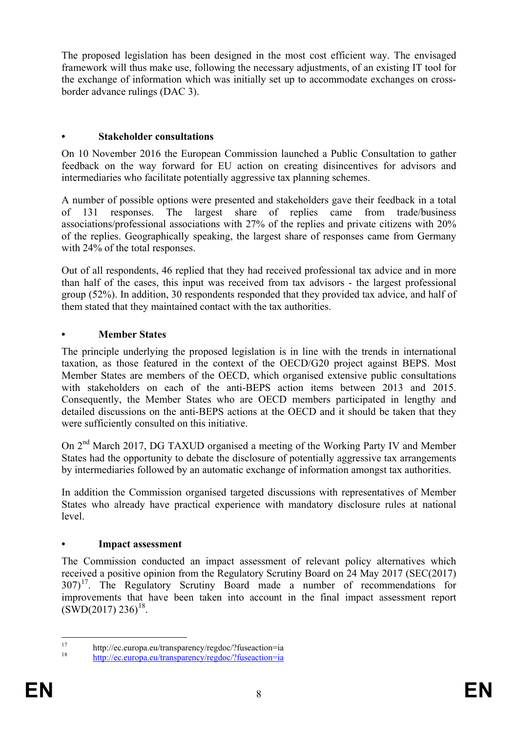The proposed legislation has been designed in the most cost efficient way. The envisaged framework will thus make use, following the necessary adjustments, of an existing IT tool for the exchange of information which was initially set up to accommodate exchanges on cross-border advance rulings (DAC 3).

- **Stakeholder consultations**

On 10 November 2016 the European Commission launched a Public Consultation to gather feedback on the way forward for EU action on creating disincentives for advisors and intermediaries who facilitate potentially aggressive tax planning schemes.

A number of possible options were presented and stakeholders gave their feedback in a total of 131 responses. The largest share of replies came from trade/business associations/professional associations with 27% of the replies and private citizens with 20% of the replies. Geographically speaking, the largest share of responses came from Germany with 24% of the total responses.

Out of all respondents, 46 replied that they had received professional tax advice and in more than half of the cases, this input was received from tax advisors - the largest professional group (52%). In addition, 30 respondents responded that they provided tax advice, and half of them stated that they maintained contact with the tax authorities.

- **Member States**

The principle underlying the proposed legislation is in line with the trends in international taxation, as those featured in the context of the OECD/G20 project against BEPS. Most Member States are members of the OECD, which organised extensive public consultations with stakeholders on each of the anti-BEPS action items between 2013 and 2015. Consequently, the Member States who are OECD members participated in lengthy and detailed discussions on the anti-BEPS actions at the OECD and it should be taken that they were sufficiently consulted on this initiative.

On 2nd March 2017, DG TAXUD organised a meeting of the Working Party IV and Member States had the opportunity to debate the disclosure of potentially aggressive tax arrangements by intermediaries followed by an automatic exchange of information amongst tax authorities.

In addition the Commission organised targeted discussions with representatives of Member States who already have practical experience with mandatory disclosure rules at national level.

- **Impact assessment**

The Commission conducted an impact assessment of relevant policy alternatives which received a positive opinion from the Regulatory Scrutiny Board on 24 May 2017 (SEC(2017) 307)[17]. The Regulatory Scrutiny Board made a number of recommendations for improvements that have been taken into account in the final impact assessment report (SWD(2017) 236)[18].

---

[17] http://ec.europa.eu/transparency/regdoc/?fuseaction=ia

[18] http://ec.europa.eu/transparency/regdoc/?fuseaction=ia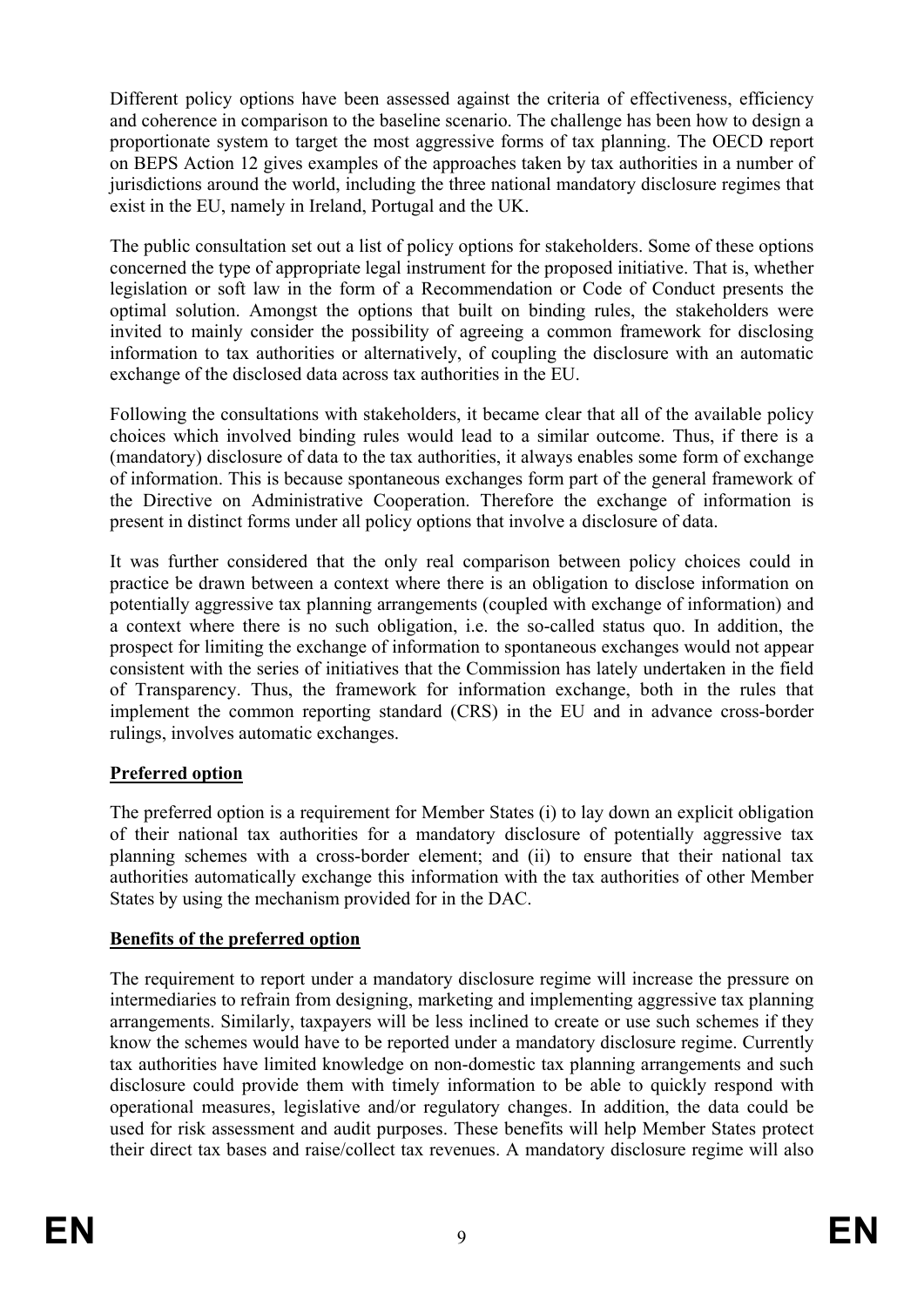Different policy options have been assessed against the criteria of effectiveness, efficiency and coherence in comparison to the baseline scenario. The challenge has been how to design a proportionate system to target the most aggressive forms of tax planning. The OECD report on BEPS Action 12 gives examples of the approaches taken by tax authorities in a number of jurisdictions around the world, including the three national mandatory disclosure regimes that exist in the EU, namely in Ireland, Portugal and the UK.

The public consultation set out a list of policy options for stakeholders. Some of these options concerned the type of appropriate legal instrument for the proposed initiative. That is, whether legislation or soft law in the form of a Recommendation or Code of Conduct presents the optimal solution. Amongst the options that built on binding rules, the stakeholders were invited to mainly consider the possibility of agreeing a common framework for disclosing information to tax authorities or alternatively, of coupling the disclosure with an automatic exchange of the disclosed data across tax authorities in the EU.

Following the consultations with stakeholders, it became clear that all of the available policy choices which involved binding rules would lead to a similar outcome. Thus, if there is a (mandatory) disclosure of data to the tax authorities, it always enables some form of exchange of information. This is because spontaneous exchanges form part of the general framework of the Directive on Administrative Cooperation. Therefore the exchange of information is present in distinct forms under all policy options that involve a disclosure of data.

It was further considered that the only real comparison between policy choices could in practice be drawn between a context where there is an obligation to disclose information on potentially aggressive tax planning arrangements (coupled with exchange of information) and a context where there is no such obligation, i.e. the so-called status quo. In addition, the prospect for limiting the exchange of information to spontaneous exchanges would not appear consistent with the series of initiatives that the Commission has lately undertaken in the field of Transparency. Thus, the framework for information exchange, both in the rules that implement the common reporting standard (CRS) in the EU and in advance cross-border rulings, involves automatic exchanges.

**Preferred option**

The preferred option is a requirement for Member States (i) to lay down an explicit obligation of their national tax authorities for a mandatory disclosure of potentially aggressive tax planning schemes with a cross-border element; and (ii) to ensure that their national tax authorities automatically exchange this information with the tax authorities of other Member States by using the mechanism provided for in the DAC.

**Benefits of the preferred option**

The requirement to report under a mandatory disclosure regime will increase the pressure on intermediaries to refrain from designing, marketing and implementing aggressive tax planning arrangements. Similarly, taxpayers will be less inclined to create or use such schemes if they know the schemes would have to be reported under a mandatory disclosure regime. Currently tax authorities have limited knowledge on non-domestic tax planning arrangements and such disclosure could provide them with timely information to be able to quickly respond with operational measures, legislative and/or regulatory changes. In addition, the data could be used for risk assessment and audit purposes. These benefits will help Member States protect their direct tax bases and raise/collect tax revenues. A mandatory disclosure regime will also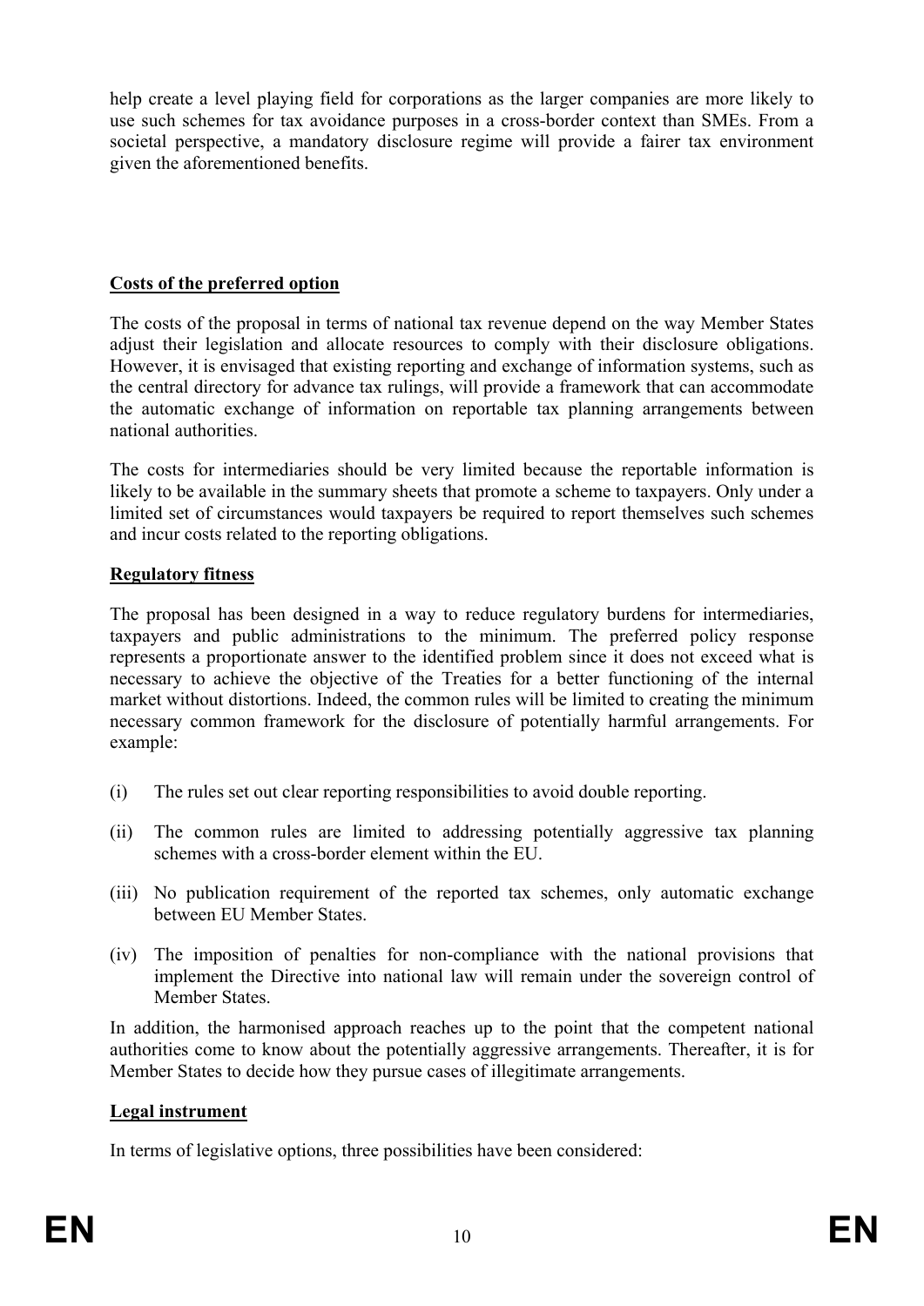help create a level playing field for corporations as the larger companies are more likely to use such schemes for tax avoidance purposes in a cross-border context than SMEs. From a societal perspective, a mandatory disclosure regime will provide a fairer tax environment given the aforementioned benefits.

**Costs of the preferred option**

The costs of the proposal in terms of national tax revenue depend on the way Member States adjust their legislation and allocate resources to comply with their disclosure obligations. However, it is envisaged that existing reporting and exchange of information systems, such as the central directory for advance tax rulings, will provide a framework that can accommodate the automatic exchange of information on reportable tax planning arrangements between national authorities.

The costs for intermediaries should be very limited because the reportable information is likely to be available in the summary sheets that promote a scheme to taxpayers. Only under a limited set of circumstances would taxpayers be required to report themselves such schemes and incur costs related to the reporting obligations.

**Regulatory fitness**

The proposal has been designed in a way to reduce regulatory burdens for intermediaries, taxpayers and public administrations to the minimum. The preferred policy response represents a proportionate answer to the identified problem since it does not exceed what is necessary to achieve the objective of the Treaties for a better functioning of the internal market without distortions. Indeed, the common rules will be limited to creating the minimum necessary common framework for the disclosure of potentially harmful arrangements. For example:

(i) The rules set out clear reporting responsibilities to avoid double reporting.

(ii) The common rules are limited to addressing potentially aggressive tax planning schemes with a cross-border element within the EU.

(iii) No publication requirement of the reported tax schemes, only automatic exchange between EU Member States.

(iv) The imposition of penalties for non-compliance with the national provisions that implement the Directive into national law will remain under the sovereign control of Member States.

In addition, the harmonised approach reaches up to the point that the competent national authorities come to know about the potentially aggressive arrangements. Thereafter, it is for Member States to decide how they pursue cases of illegitimate arrangements.

**Legal instrument**

In terms of legislative options, three possibilities have been considered: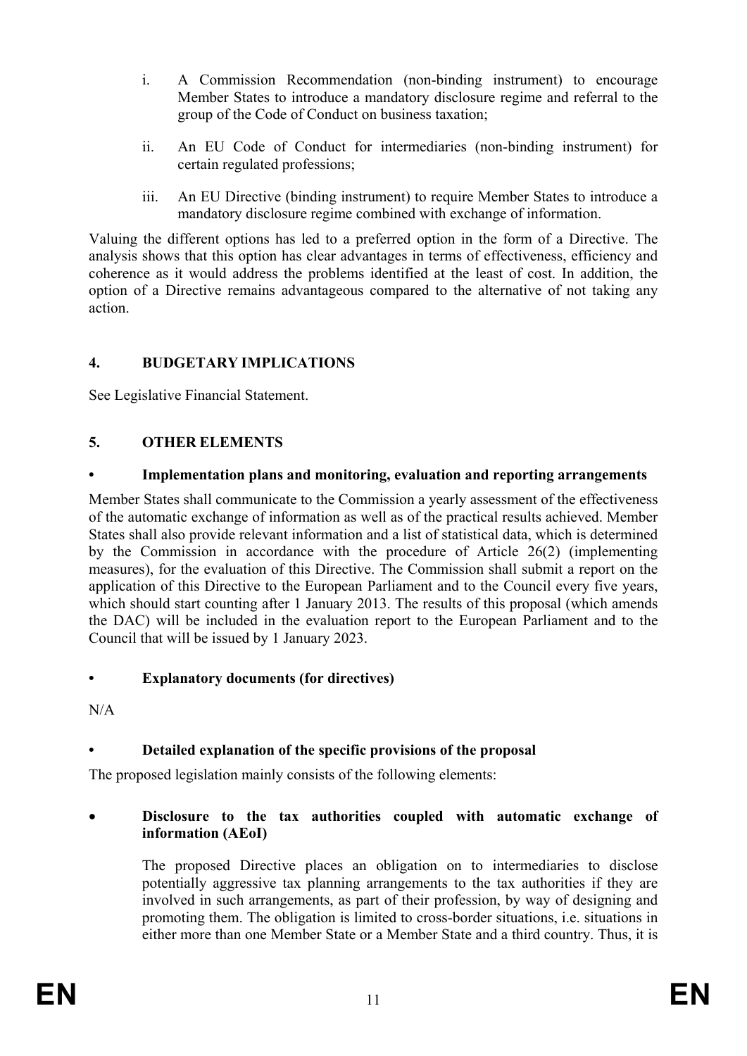i. A Commission Recommendation (non-binding instrument) to encourage Member States to introduce a mandatory disclosure regime and referral to the group of the Code of Conduct on business taxation;

ii. An EU Code of Conduct for intermediaries (non-binding instrument) for certain regulated professions;

iii. An EU Directive (binding instrument) to require Member States to introduce a mandatory disclosure regime combined with exchange of information.

Valuing the different options has led to a preferred option in the form of a Directive. The analysis shows that this option has clear advantages in terms of effectiveness, efficiency and coherence as it would address the problems identified at the least of cost. In addition, the option of a Directive remains advantageous compared to the alternative of not taking any action.

## 4. BUDGETARY IMPLICATIONS

See Legislative Financial Statement.

## 5. OTHER ELEMENTS

### • Implementation plans and monitoring, evaluation and reporting arrangements

Member States shall communicate to the Commission a yearly assessment of the effectiveness of the automatic exchange of information as well as of the practical results achieved. Member States shall also provide relevant information and a list of statistical data, which is determined by the Commission in accordance with the procedure of Article 26(2) (implementing measures), for the evaluation of this Directive. The Commission shall submit a report on the application of this Directive to the European Parliament and to the Council every five years, which should start counting after 1 January 2013. The results of this proposal (which amends the DAC) will be included in the evaluation report to the European Parliament and to the Council that will be issued by 1 January 2023.

### • Explanatory documents (for directives)

N/A

### • Detailed explanation of the specific provisions of the proposal

The proposed legislation mainly consists of the following elements:

- **Disclosure to the tax authorities coupled with automatic exchange of information (AEoI)**

  The proposed Directive places an obligation on to intermediaries to disclose potentially aggressive tax planning arrangements to the tax authorities if they are involved in such arrangements, as part of their profession, by way of designing and promoting them. The obligation is limited to cross-border situations, i.e. situations in either more than one Member State or a Member State and a third country. Thus, it is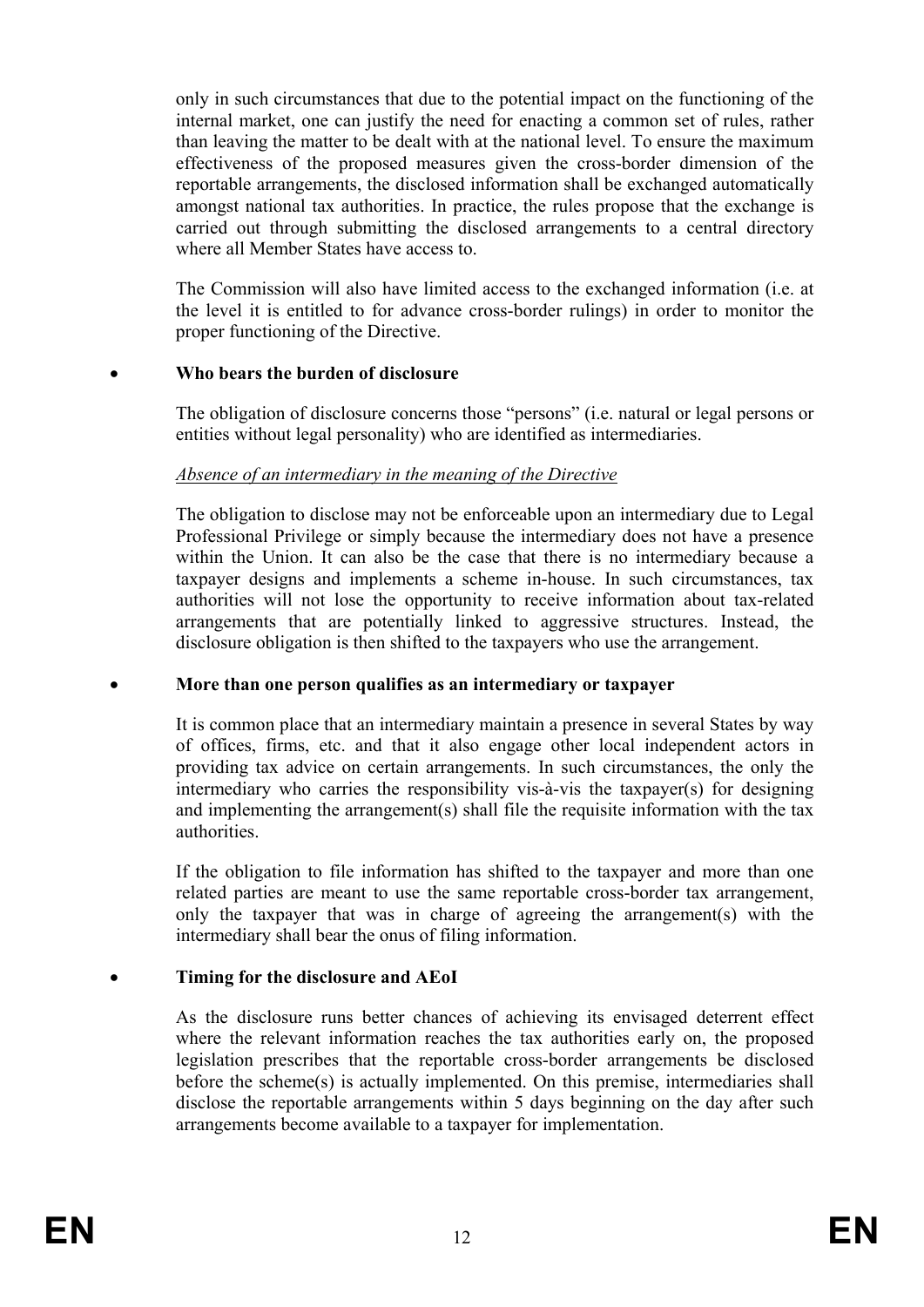only in such circumstances that due to the potential impact on the functioning of the internal market, one can justify the need for enacting a common set of rules, rather than leaving the matter to be dealt with at the national level. To ensure the maximum effectiveness of the proposed measures given the cross-border dimension of the reportable arrangements, the disclosed information shall be exchanged automatically amongst national tax authorities. In practice, the rules propose that the exchange is carried out through submitting the disclosed arrangements to a central directory where all Member States have access to.

The Commission will also have limited access to the exchanged information (i.e. at the level it is entitled to for advance cross-border rulings) in order to monitor the proper functioning of the Directive.

- **Who bears the burden of disclosure**

The obligation of disclosure concerns those "persons" (i.e. natural or legal persons or entities without legal personality) who are identified as intermediaries.

*Absence of an intermediary in the meaning of the Directive*

The obligation to disclose may not be enforceable upon an intermediary due to Legal Professional Privilege or simply because the intermediary does not have a presence within the Union. It can also be the case that there is no intermediary because a taxpayer designs and implements a scheme in-house. In such circumstances, tax authorities will not lose the opportunity to receive information about tax-related arrangements that are potentially linked to aggressive structures. Instead, the disclosure obligation is then shifted to the taxpayers who use the arrangement.

- **More than one person qualifies as an intermediary or taxpayer**

It is common place that an intermediary maintain a presence in several States by way of offices, firms, etc. and that it also engage other local independent actors in providing tax advice on certain arrangements. In such circumstances, the only the intermediary who carries the responsibility vis-à-vis the taxpayer(s) for designing and implementing the arrangement(s) shall file the requisite information with the tax authorities.

If the obligation to file information has shifted to the taxpayer and more than one related parties are meant to use the same reportable cross-border tax arrangement, only the taxpayer that was in charge of agreeing the arrangement(s) with the intermediary shall bear the onus of filing information.

- **Timing for the disclosure and AEoI**

As the disclosure runs better chances of achieving its envisaged deterrent effect where the relevant information reaches the tax authorities early on, the proposed legislation prescribes that the reportable cross-border arrangements be disclosed before the scheme(s) is actually implemented. On this premise, intermediaries shall disclose the reportable arrangements within 5 days beginning on the day after such arrangements become available to a taxpayer for implementation.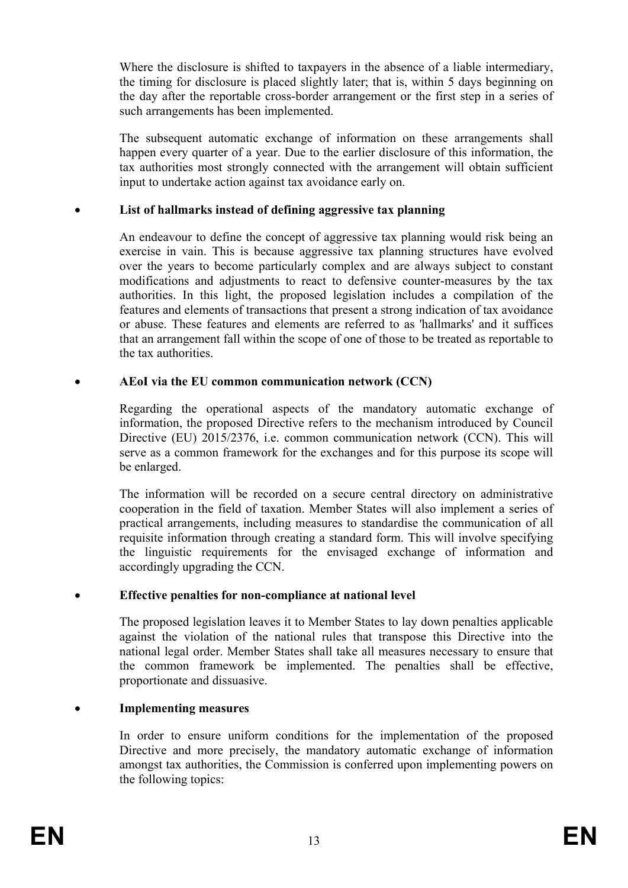Where the disclosure is shifted to taxpayers in the absence of a liable intermediary, the timing for disclosure is placed slightly later; that is, within 5 days beginning on the day after the reportable cross-border arrangement or the first step in a series of such arrangements has been implemented.

The subsequent automatic exchange of information on these arrangements shall happen every quarter of a year. Due to the earlier disclosure of this information, the tax authorities most strongly connected with the arrangement will obtain sufficient input to undertake action against tax avoidance early on.

- **List of hallmarks instead of defining aggressive tax planning**

  An endeavour to define the concept of aggressive tax planning would risk being an exercise in vain. This is because aggressive tax planning structures have evolved over the years to become particularly complex and are always subject to constant modifications and adjustments to react to defensive counter-measures by the tax authorities. In this light, the proposed legislation includes a compilation of the features and elements of transactions that present a strong indication of tax avoidance or abuse. These features and elements are referred to as 'hallmarks' and it suffices that an arrangement fall within the scope of one of those to be treated as reportable to the tax authorities.

- **AEoI via the EU common communication network (CCN)**

  Regarding the operational aspects of the mandatory automatic exchange of information, the proposed Directive refers to the mechanism introduced by Council Directive (EU) 2015/2376, i.e. common communication network (CCN). This will serve as a common framework for the exchanges and for this purpose its scope will be enlarged.

  The information will be recorded on a secure central directory on administrative cooperation in the field of taxation. Member States will also implement a series of practical arrangements, including measures to standardise the communication of all requisite information through creating a standard form. This will involve specifying the linguistic requirements for the envisaged exchange of information and accordingly upgrading the CCN.

- **Effective penalties for non-compliance at national level**

  The proposed legislation leaves it to Member States to lay down penalties applicable against the violation of the national rules that transpose this Directive into the national legal order. Member States shall take all measures necessary to ensure that the common framework be implemented. The penalties shall be effective, proportionate and dissuasive.

- **Implementing measures**

  In order to ensure uniform conditions for the implementation of the proposed Directive and more precisely, the mandatory automatic exchange of information amongst tax authorities, the Commission is conferred upon implementing powers on the following topics: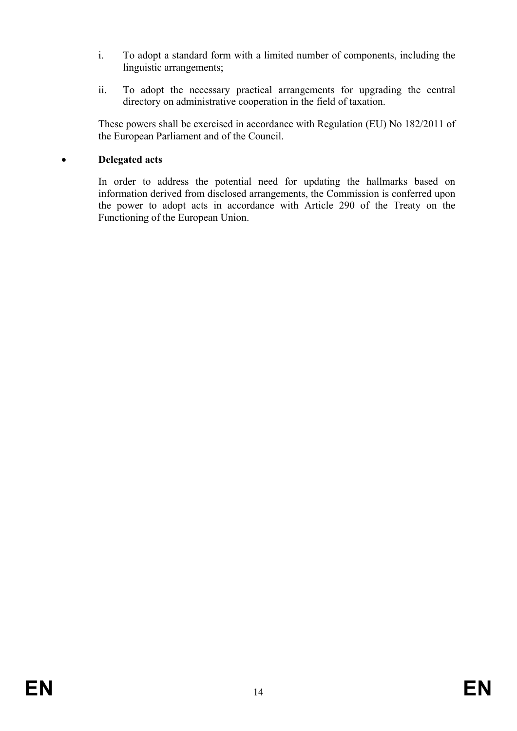i. To adopt a standard form with a limited number of components, including the linguistic arrangements;

ii. To adopt the necessary practical arrangements for upgrading the central directory on administrative cooperation in the field of taxation.

These powers shall be exercised in accordance with Regulation (EU) No 182/2011 of the European Parliament and of the Council.

- **Delegated acts**

In order to address the potential need for updating the hallmarks based on information derived from disclosed arrangements, the Commission is conferred upon the power to adopt acts in accordance with Article 290 of the Treaty on the Functioning of the European Union.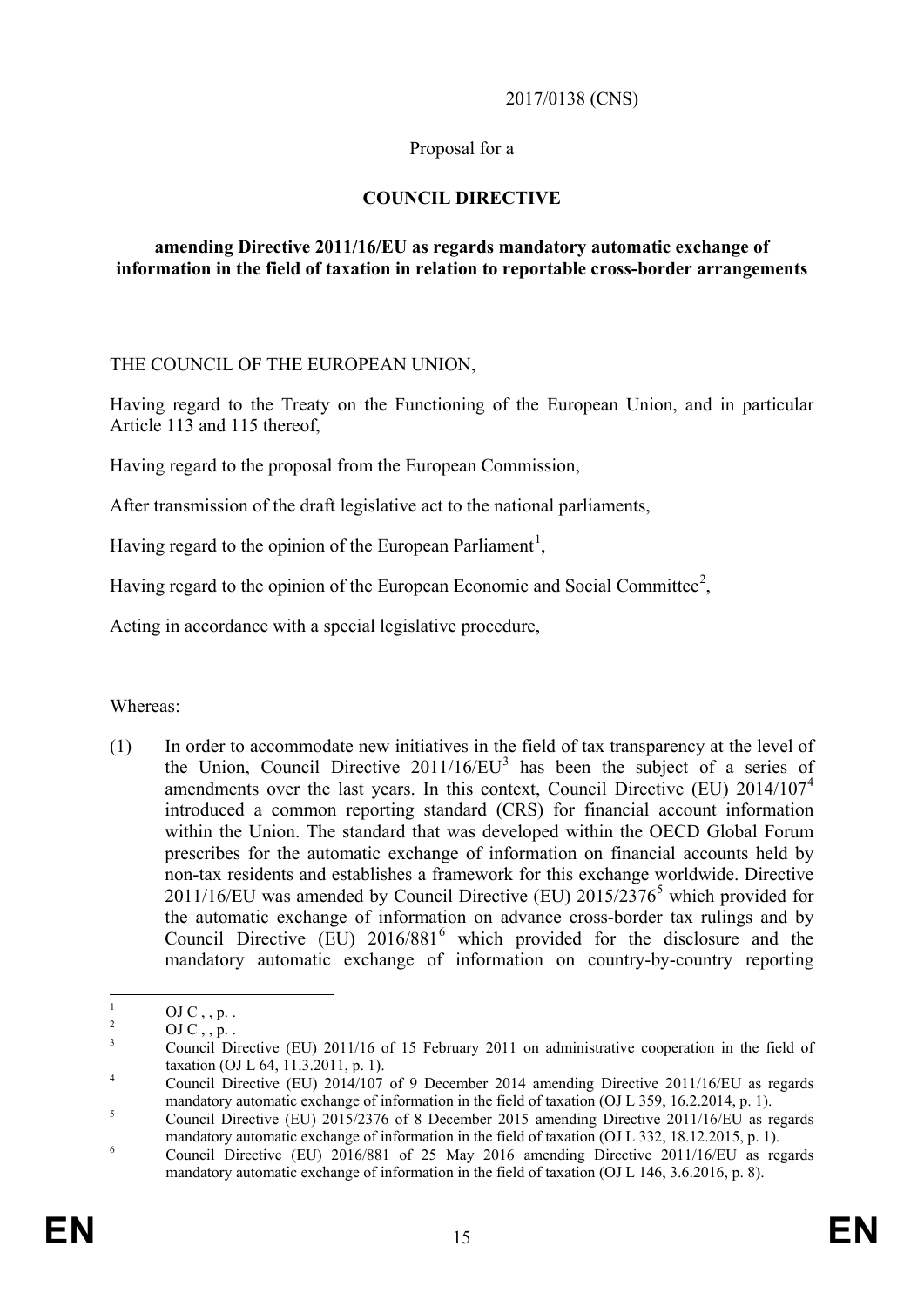2017/0138 (CNS)

Proposal for a

**COUNCIL DIRECTIVE**

**amending Directive 2011/16/EU as regards mandatory automatic exchange of information in the field of taxation in relation to reportable cross-border arrangements**

THE COUNCIL OF THE EUROPEAN UNION,

Having regard to the Treaty on the Functioning of the European Union, and in particular Article 113 and 115 thereof,

Having regard to the proposal from the European Commission,

After transmission of the draft legislative act to the national parliaments,

Having regard to the opinion of the European Parliament[1],

Having regard to the opinion of the European Economic and Social Committee[2],

Acting in accordance with a special legislative procedure,

Whereas:

(1) In order to accommodate new initiatives in the field of tax transparency at the level of the Union, Council Directive 2011/16/EU[3] has been the subject of a series of amendments over the last years. In this context, Council Directive (EU) 2014/107[4] introduced a common reporting standard (CRS) for financial account information within the Union. The standard that was developed within the OECD Global Forum prescribes for the automatic exchange of information on financial accounts held by non-tax residents and establishes a framework for this exchange worldwide. Directive 2011/16/EU was amended by Council Directive (EU) 2015/2376[5] which provided for the automatic exchange of information on advance cross-border tax rulings and by Council Directive (EU) 2016/881[6] which provided for the disclosure and the mandatory automatic exchange of information on country-by-country reporting

---

[1] OJ C , , p. .

[2] OJ C , , p. .

[3] Council Directive (EU) 2011/16 of 15 February 2011 on administrative cooperation in the field of taxation (OJ L 64, 11.3.2011, p. 1).

[4] Council Directive (EU) 2014/107 of 9 December 2014 amending Directive 2011/16/EU as regards mandatory automatic exchange of information in the field of taxation (OJ L 359, 16.2.2014, p. 1).

[5] Council Directive (EU) 2015/2376 of 8 December 2015 amending Directive 2011/16/EU as regards mandatory automatic exchange of information in the field of taxation (OJ L 332, 18.12.2015, p. 1).

[6] Council Directive (EU) 2016/881 of 25 May 2016 amending Directive 2011/16/EU as regards mandatory automatic exchange of information in the field of taxation (OJ L 146, 3.6.2016, p. 8).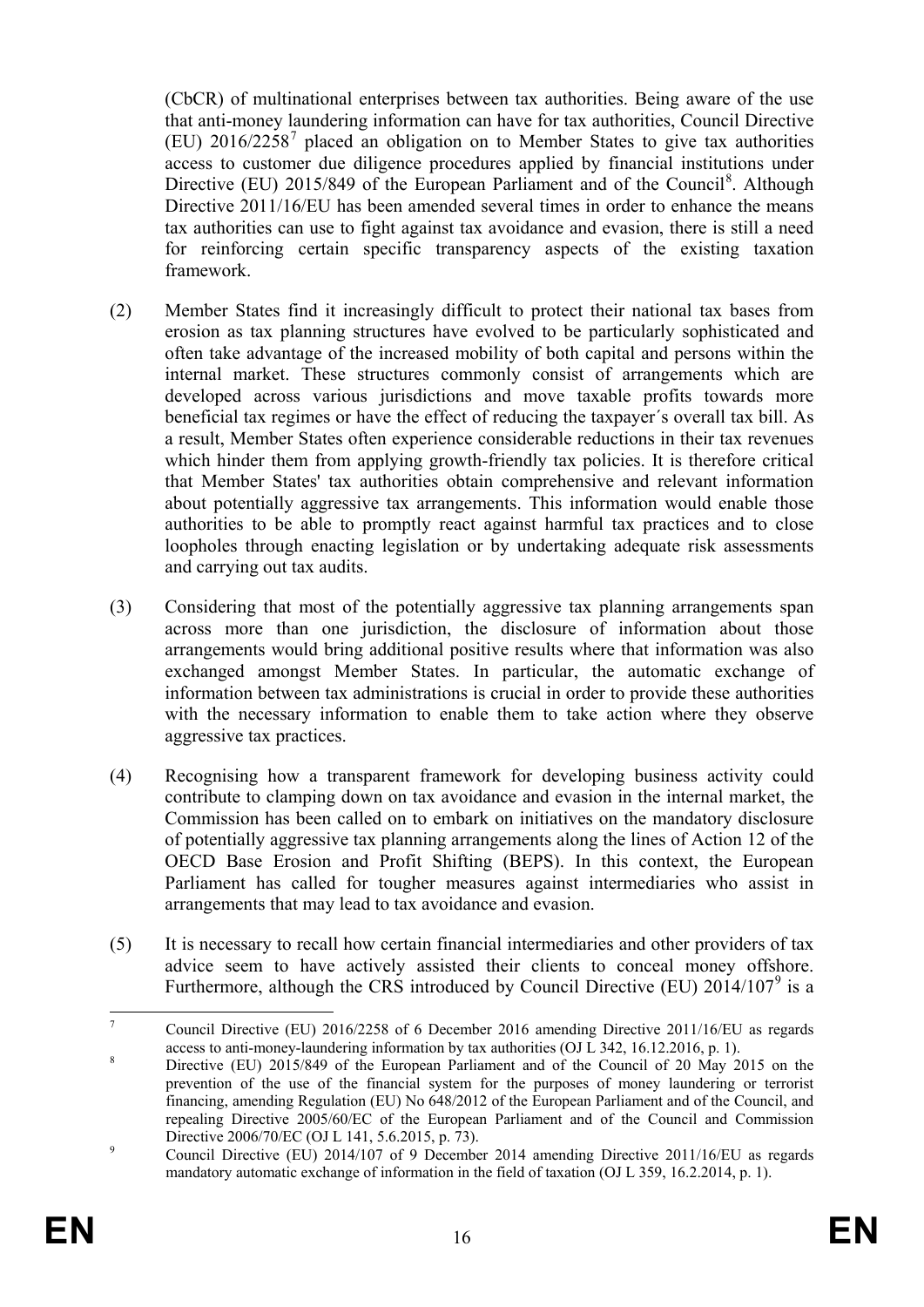(CbCR) of multinational enterprises between tax authorities. Being aware of the use that anti-money laundering information can have for tax authorities, Council Directive (EU) 2016/2258[7] placed an obligation on to Member States to give tax authorities access to customer due diligence procedures applied by financial institutions under Directive (EU) 2015/849 of the European Parliament and of the Council[8]. Although Directive 2011/16/EU has been amended several times in order to enhance the means tax authorities can use to fight against tax avoidance and evasion, there is still a need for reinforcing certain specific transparency aspects of the existing taxation framework.

(2) Member States find it increasingly difficult to protect their national tax bases from erosion as tax planning structures have evolved to be particularly sophisticated and often take advantage of the increased mobility of both capital and persons within the internal market. These structures commonly consist of arrangements which are developed across various jurisdictions and move taxable profits towards more beneficial tax regimes or have the effect of reducing the taxpayer´s overall tax bill. As a result, Member States often experience considerable reductions in their tax revenues which hinder them from applying growth-friendly tax policies. It is therefore critical that Member States' tax authorities obtain comprehensive and relevant information about potentially aggressive tax arrangements. This information would enable those authorities to be able to promptly react against harmful tax practices and to close loopholes through enacting legislation or by undertaking adequate risk assessments and carrying out tax audits.

(3) Considering that most of the potentially aggressive tax planning arrangements span across more than one jurisdiction, the disclosure of information about those arrangements would bring additional positive results where that information was also exchanged amongst Member States. In particular, the automatic exchange of information between tax administrations is crucial in order to provide these authorities with the necessary information to enable them to take action where they observe aggressive tax practices.

(4) Recognising how a transparent framework for developing business activity could contribute to clamping down on tax avoidance and evasion in the internal market, the Commission has been called on to embark on initiatives on the mandatory disclosure of potentially aggressive tax planning arrangements along the lines of Action 12 of the OECD Base Erosion and Profit Shifting (BEPS). In this context, the European Parliament has called for tougher measures against intermediaries who assist in arrangements that may lead to tax avoidance and evasion.

(5) It is necessary to recall how certain financial intermediaries and other providers of tax advice seem to have actively assisted their clients to conceal money offshore. Furthermore, although the CRS introduced by Council Directive (EU) 2014/107[9] is a

---

[7] Council Directive (EU) 2016/2258 of 6 December 2016 amending Directive 2011/16/EU as regards access to anti-money-laundering information by tax authorities (OJ L 342, 16.12.2016, p. 1).

[8] Directive (EU) 2015/849 of the European Parliament and of the Council of 20 May 2015 on the prevention of the use of the financial system for the purposes of money laundering or terrorist financing, amending Regulation (EU) No 648/2012 of the European Parliament and of the Council, and repealing Directive 2005/60/EC of the European Parliament and of the Council and Commission Directive 2006/70/EC (OJ L 141, 5.6.2015, p. 73).

[9] Council Directive (EU) 2014/107 of 9 December 2014 amending Directive 2011/16/EU as regards mandatory automatic exchange of information in the field of taxation (OJ L 359, 16.2.2014, p. 1).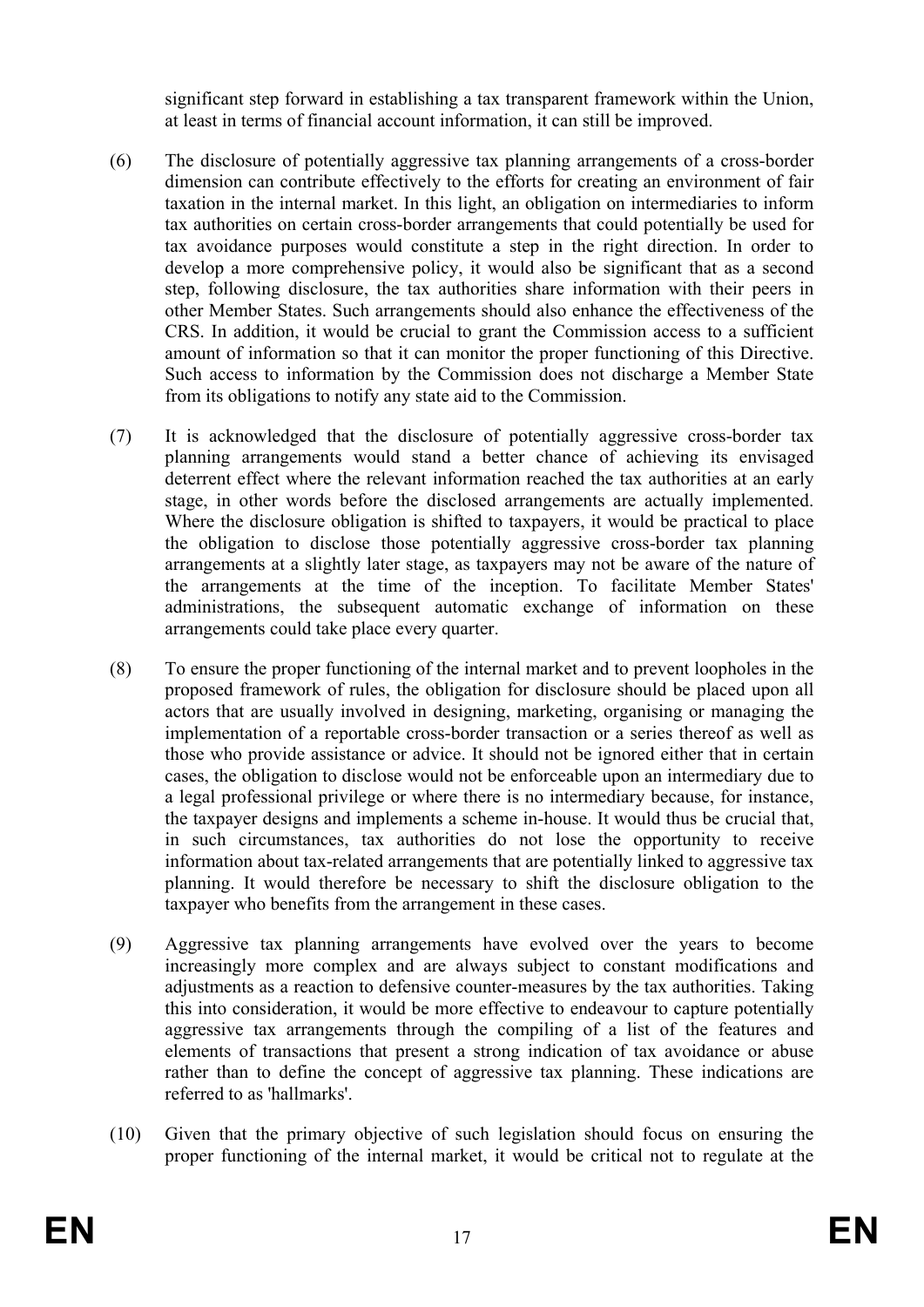significant step forward in establishing a tax transparent framework within the Union, at least in terms of financial account information, it can still be improved.

(6) The disclosure of potentially aggressive tax planning arrangements of a cross-border dimension can contribute effectively to the efforts for creating an environment of fair taxation in the internal market. In this light, an obligation on intermediaries to inform tax authorities on certain cross-border arrangements that could potentially be used for tax avoidance purposes would constitute a step in the right direction. In order to develop a more comprehensive policy, it would also be significant that as a second step, following disclosure, the tax authorities share information with their peers in other Member States. Such arrangements should also enhance the effectiveness of the CRS. In addition, it would be crucial to grant the Commission access to a sufficient amount of information so that it can monitor the proper functioning of this Directive. Such access to information by the Commission does not discharge a Member State from its obligations to notify any state aid to the Commission.

(7) It is acknowledged that the disclosure of potentially aggressive cross-border tax planning arrangements would stand a better chance of achieving its envisaged deterrent effect where the relevant information reached the tax authorities at an early stage, in other words before the disclosed arrangements are actually implemented. Where the disclosure obligation is shifted to taxpayers, it would be practical to place the obligation to disclose those potentially aggressive cross-border tax planning arrangements at a slightly later stage, as taxpayers may not be aware of the nature of the arrangements at the time of the inception. To facilitate Member States' administrations, the subsequent automatic exchange of information on these arrangements could take place every quarter.

(8) To ensure the proper functioning of the internal market and to prevent loopholes in the proposed framework of rules, the obligation for disclosure should be placed upon all actors that are usually involved in designing, marketing, organising or managing the implementation of a reportable cross-border transaction or a series thereof as well as those who provide assistance or advice. It should not be ignored either that in certain cases, the obligation to disclose would not be enforceable upon an intermediary due to a legal professional privilege or where there is no intermediary because, for instance, the taxpayer designs and implements a scheme in-house. It would thus be crucial that, in such circumstances, tax authorities do not lose the opportunity to receive information about tax-related arrangements that are potentially linked to aggressive tax planning. It would therefore be necessary to shift the disclosure obligation to the taxpayer who benefits from the arrangement in these cases.

(9) Aggressive tax planning arrangements have evolved over the years to become increasingly more complex and are always subject to constant modifications and adjustments as a reaction to defensive counter-measures by the tax authorities. Taking this into consideration, it would be more effective to endeavour to capture potentially aggressive tax arrangements through the compiling of a list of the features and elements of transactions that present a strong indication of tax avoidance or abuse rather than to define the concept of aggressive tax planning. These indications are referred to as 'hallmarks'.

(10) Given that the primary objective of such legislation should focus on ensuring the proper functioning of the internal market, it would be critical not to regulate at the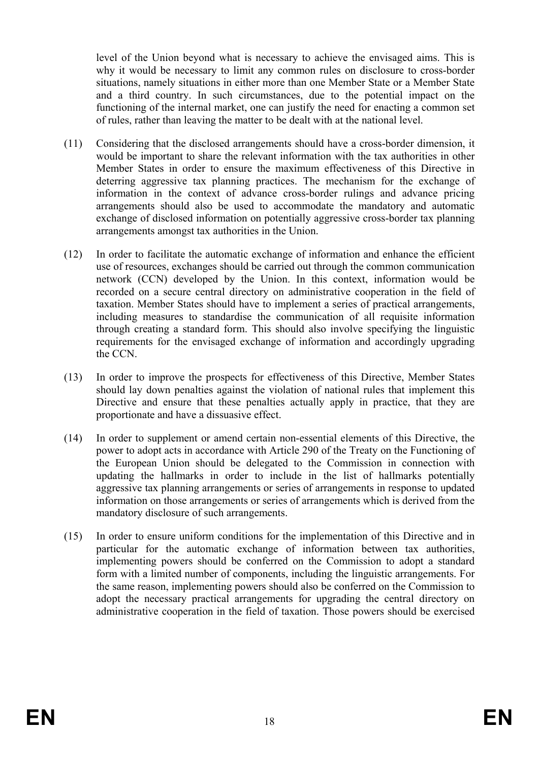level of the Union beyond what is necessary to achieve the envisaged aims. This is why it would be necessary to limit any common rules on disclosure to cross-border situations, namely situations in either more than one Member State or a Member State and a third country. In such circumstances, due to the potential impact on the functioning of the internal market, one can justify the need for enacting a common set of rules, rather than leaving the matter to be dealt with at the national level.

(11) Considering that the disclosed arrangements should have a cross-border dimension, it would be important to share the relevant information with the tax authorities in other Member States in order to ensure the maximum effectiveness of this Directive in deterring aggressive tax planning practices. The mechanism for the exchange of information in the context of advance cross-border rulings and advance pricing arrangements should also be used to accommodate the mandatory and automatic exchange of disclosed information on potentially aggressive cross-border tax planning arrangements amongst tax authorities in the Union.

(12) In order to facilitate the automatic exchange of information and enhance the efficient use of resources, exchanges should be carried out through the common communication network (CCN) developed by the Union. In this context, information would be recorded on a secure central directory on administrative cooperation in the field of taxation. Member States should have to implement a series of practical arrangements, including measures to standardise the communication of all requisite information through creating a standard form. This should also involve specifying the linguistic requirements for the envisaged exchange of information and accordingly upgrading the CCN.

(13) In order to improve the prospects for effectiveness of this Directive, Member States should lay down penalties against the violation of national rules that implement this Directive and ensure that these penalties actually apply in practice, that they are proportionate and have a dissuasive effect.

(14) In order to supplement or amend certain non-essential elements of this Directive, the power to adopt acts in accordance with Article 290 of the Treaty on the Functioning of the European Union should be delegated to the Commission in connection with updating the hallmarks in order to include in the list of hallmarks potentially aggressive tax planning arrangements or series of arrangements in response to updated information on those arrangements or series of arrangements which is derived from the mandatory disclosure of such arrangements.

(15) In order to ensure uniform conditions for the implementation of this Directive and in particular for the automatic exchange of information between tax authorities, implementing powers should be conferred on the Commission to adopt a standard form with a limited number of components, including the linguistic arrangements. For the same reason, implementing powers should also be conferred on the Commission to adopt the necessary practical arrangements for upgrading the central directory on administrative cooperation in the field of taxation. Those powers should be exercised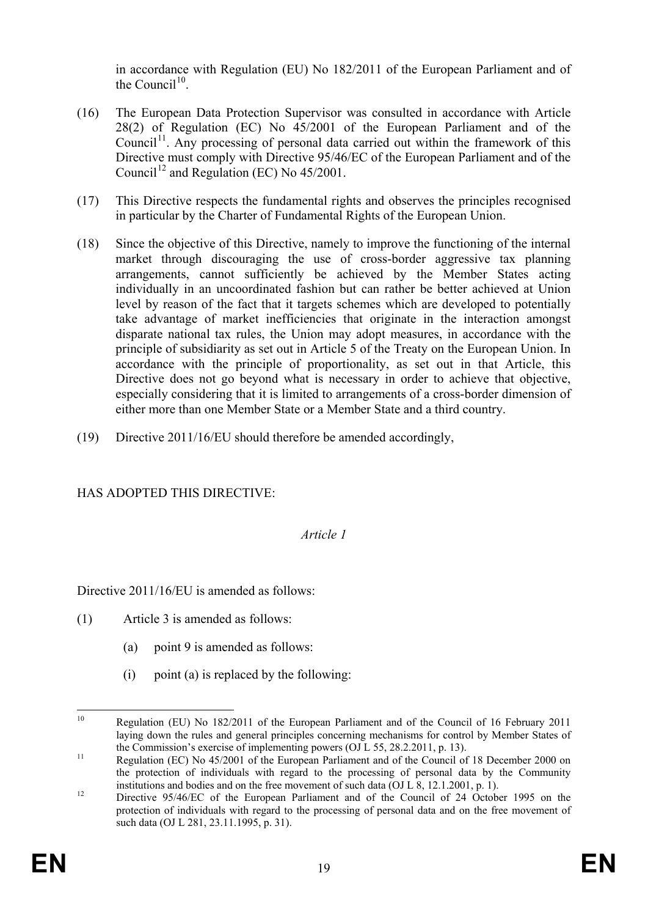in accordance with Regulation (EU) No 182/2011 of the European Parliament and of the Council[10].

(16) The European Data Protection Supervisor was consulted in accordance with Article 28(2) of Regulation (EC) No 45/2001 of the European Parliament and of the Council[11]. Any processing of personal data carried out within the framework of this Directive must comply with Directive 95/46/EC of the European Parliament and of the Council[12] and Regulation (EC) No 45/2001.

(17) This Directive respects the fundamental rights and observes the principles recognised in particular by the Charter of Fundamental Rights of the European Union.

(18) Since the objective of this Directive, namely to improve the functioning of the internal market through discouraging the use of cross-border aggressive tax planning arrangements, cannot sufficiently be achieved by the Member States acting individually in an uncoordinated fashion but can rather be better achieved at Union level by reason of the fact that it targets schemes which are developed to potentially take advantage of market inefficiencies that originate in the interaction amongst disparate national tax rules, the Union may adopt measures, in accordance with the principle of subsidiarity as set out in Article 5 of the Treaty on the European Union. In accordance with the principle of proportionality, as set out in that Article, this Directive does not go beyond what is necessary in order to achieve that objective, especially considering that it is limited to arrangements of a cross-border dimension of either more than one Member State or a Member State and a third country.

(19) Directive 2011/16/EU should therefore be amended accordingly,

HAS ADOPTED THIS DIRECTIVE:

*Article 1*

Directive 2011/16/EU is amended as follows:

(1) Article 3 is amended as follows:

(a) point 9 is amended as follows:

(i) point (a) is replaced by the following:

---

[10] Regulation (EU) No 182/2011 of the European Parliament and of the Council of 16 February 2011 laying down the rules and general principles concerning mechanisms for control by Member States of the Commission's exercise of implementing powers (OJ L 55, 28.2.2011, p. 13).

[11] Regulation (EC) No 45/2001 of the European Parliament and of the Council of 18 December 2000 on the protection of individuals with regard to the processing of personal data by the Community institutions and bodies and on the free movement of such data (OJ L 8, 12.1.2001, p. 1).

[12] Directive 95/46/EC of the European Parliament and of the Council of 24 October 1995 on the protection of individuals with regard to the processing of personal data and on the free movement of such data (OJ L 281, 23.11.1995, p. 31).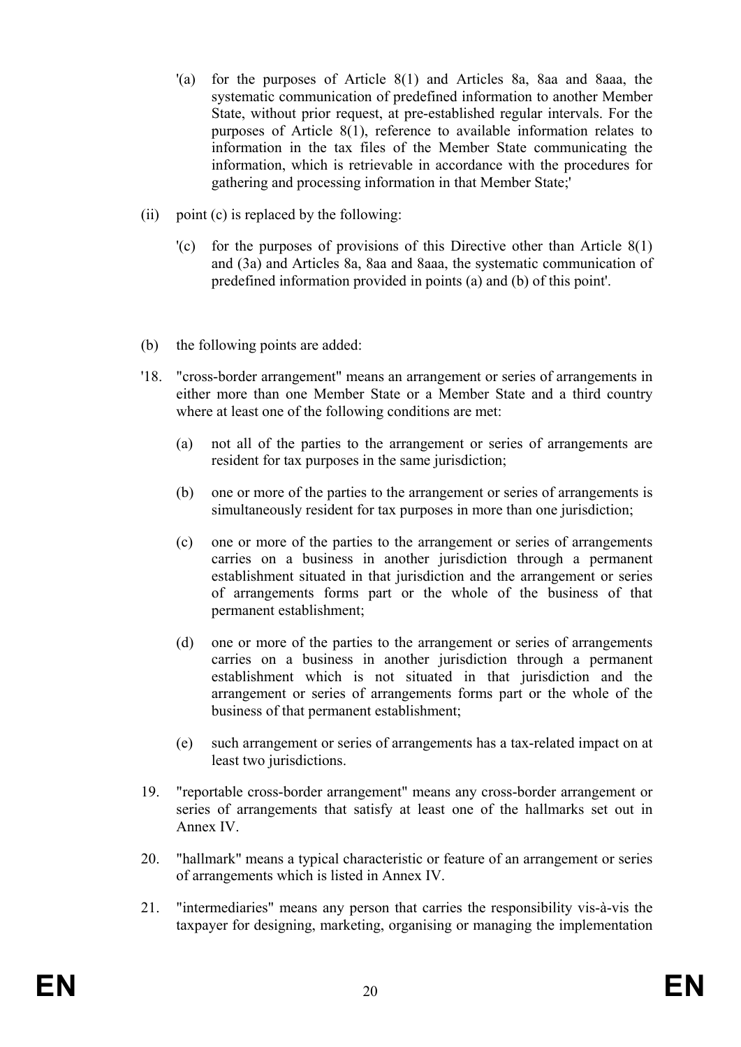'(a) for the purposes of Article 8(1) and Articles 8a, 8aa and 8aaa, the systematic communication of predefined information to another Member State, without prior request, at pre-established regular intervals. For the purposes of Article 8(1), reference to available information relates to information in the tax files of the Member State communicating the information, which is retrievable in accordance with the procedures for gathering and processing information in that Member State;'

(ii) point (c) is replaced by the following:

'(c) for the purposes of provisions of this Directive other than Article 8(1) and (3a) and Articles 8a, 8aa and 8aaa, the systematic communication of predefined information provided in points (a) and (b) of this point'.

(b) the following points are added:

'18. "cross-border arrangement" means an arrangement or series of arrangements in either more than one Member State or a Member State and a third country where at least one of the following conditions are met:

(a) not all of the parties to the arrangement or series of arrangements are resident for tax purposes in the same jurisdiction;

(b) one or more of the parties to the arrangement or series of arrangements is simultaneously resident for tax purposes in more than one jurisdiction;

(c) one or more of the parties to the arrangement or series of arrangements carries on a business in another jurisdiction through a permanent establishment situated in that jurisdiction and the arrangement or series of arrangements forms part or the whole of the business of that permanent establishment;

(d) one or more of the parties to the arrangement or series of arrangements carries on a business in another jurisdiction through a permanent establishment which is not situated in that jurisdiction and the arrangement or series of arrangements forms part or the whole of the business of that permanent establishment;

(e) such arrangement or series of arrangements has a tax-related impact on at least two jurisdictions.

19. "reportable cross-border arrangement" means any cross-border arrangement or series of arrangements that satisfy at least one of the hallmarks set out in Annex IV.

20. "hallmark" means a typical characteristic or feature of an arrangement or series of arrangements which is listed in Annex IV.

21. "intermediaries" means any person that carries the responsibility vis-à-vis the taxpayer for designing, marketing, organising or managing the implementation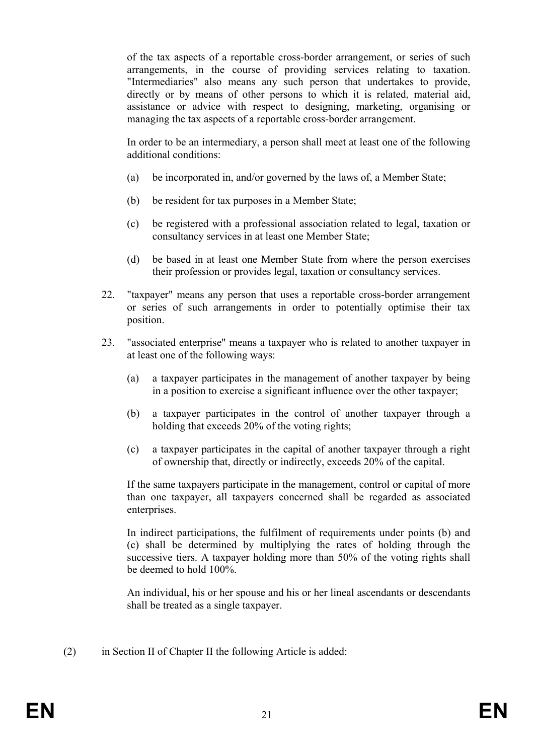of the tax aspects of a reportable cross-border arrangement, or series of such arrangements, in the course of providing services relating to taxation. "Intermediaries" also means any such person that undertakes to provide, directly or by means of other persons to which it is related, material aid, assistance or advice with respect to designing, marketing, organising or managing the tax aspects of a reportable cross-border arrangement.

In order to be an intermediary, a person shall meet at least one of the following additional conditions:

(a) be incorporated in, and/or governed by the laws of, a Member State;

(b) be resident for tax purposes in a Member State;

(c) be registered with a professional association related to legal, taxation or consultancy services in at least one Member State;

(d) be based in at least one Member State from where the person exercises their profession or provides legal, taxation or consultancy services.

22. "taxpayer" means any person that uses a reportable cross-border arrangement or series of such arrangements in order to potentially optimise their tax position.

23. "associated enterprise" means a taxpayer who is related to another taxpayer in at least one of the following ways:

(a) a taxpayer participates in the management of another taxpayer by being in a position to exercise a significant influence over the other taxpayer;

(b) a taxpayer participates in the control of another taxpayer through a holding that exceeds 20% of the voting rights;

(c) a taxpayer participates in the capital of another taxpayer through a right of ownership that, directly or indirectly, exceeds 20% of the capital.

If the same taxpayers participate in the management, control or capital of more than one taxpayer, all taxpayers concerned shall be regarded as associated enterprises.

In indirect participations, the fulfilment of requirements under points (b) and (c) shall be determined by multiplying the rates of holding through the successive tiers. A taxpayer holding more than 50% of the voting rights shall be deemed to hold 100%.

An individual, his or her spouse and his or her lineal ascendants or descendants shall be treated as a single taxpayer.

(2) in Section II of Chapter II the following Article is added: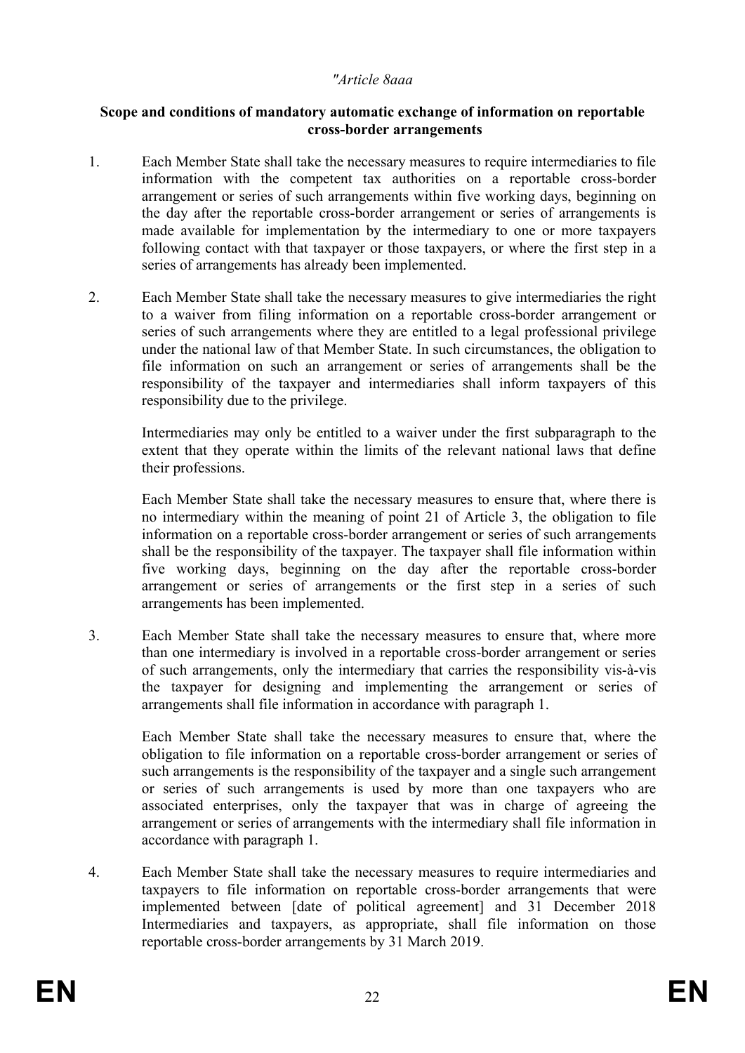*"Article 8aaa*

**Scope and conditions of mandatory automatic exchange of information on reportable cross-border arrangements**

1. Each Member State shall take the necessary measures to require intermediaries to file information with the competent tax authorities on a reportable cross-border arrangement or series of such arrangements within five working days, beginning on the day after the reportable cross-border arrangement or series of arrangements is made available for implementation by the intermediary to one or more taxpayers following contact with that taxpayer or those taxpayers, or where the first step in a series of arrangements has already been implemented.

2. Each Member State shall take the necessary measures to give intermediaries the right to a waiver from filing information on a reportable cross-border arrangement or series of such arrangements where they are entitled to a legal professional privilege under the national law of that Member State. In such circumstances, the obligation to file information on such an arrangement or series of arrangements shall be the responsibility of the taxpayer and intermediaries shall inform taxpayers of this responsibility due to the privilege.

   Intermediaries may only be entitled to a waiver under the first subparagraph to the extent that they operate within the limits of the relevant national laws that define their professions.

   Each Member State shall take the necessary measures to ensure that, where there is no intermediary within the meaning of point 21 of Article 3, the obligation to file information on a reportable cross-border arrangement or series of such arrangements shall be the responsibility of the taxpayer. The taxpayer shall file information within five working days, beginning on the day after the reportable cross-border arrangement or series of arrangements or the first step in a series of such arrangements has been implemented.

3. Each Member State shall take the necessary measures to ensure that, where more than one intermediary is involved in a reportable cross-border arrangement or series of such arrangements, only the intermediary that carries the responsibility vis-à-vis the taxpayer for designing and implementing the arrangement or series of arrangements shall file information in accordance with paragraph 1.

   Each Member State shall take the necessary measures to ensure that, where the obligation to file information on a reportable cross-border arrangement or series of such arrangements is the responsibility of the taxpayer and a single such arrangement or series of such arrangements is used by more than one taxpayers who are associated enterprises, only the taxpayer that was in charge of agreeing the arrangement or series of arrangements with the intermediary shall file information in accordance with paragraph 1.

4. Each Member State shall take the necessary measures to require intermediaries and taxpayers to file information on reportable cross-border arrangements that were implemented between [date of political agreement] and 31 December 2018 Intermediaries and taxpayers, as appropriate, shall file information on those reportable cross-border arrangements by 31 March 2019.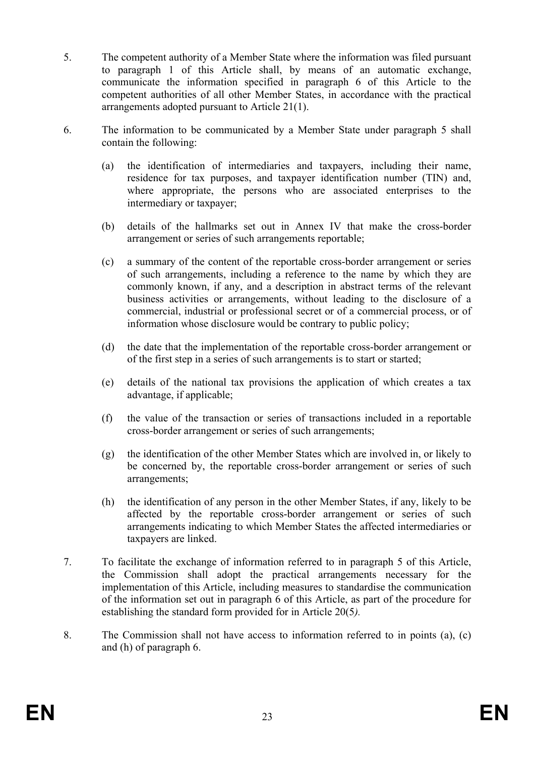5. The competent authority of a Member State where the information was filed pursuant to paragraph 1 of this Article shall, by means of an automatic exchange, communicate the information specified in paragraph 6 of this Article to the competent authorities of all other Member States, in accordance with the practical arrangements adopted pursuant to Article 21(1).

6. The information to be communicated by a Member State under paragraph 5 shall contain the following:

   (a) the identification of intermediaries and taxpayers, including their name, residence for tax purposes, and taxpayer identification number (TIN) and, where appropriate, the persons who are associated enterprises to the intermediary or taxpayer;

   (b) details of the hallmarks set out in Annex IV that make the cross-border arrangement or series of such arrangements reportable;

   (c) a summary of the content of the reportable cross-border arrangement or series of such arrangements, including a reference to the name by which they are commonly known, if any, and a description in abstract terms of the relevant business activities or arrangements, without leading to the disclosure of a commercial, industrial or professional secret or of a commercial process, or of information whose disclosure would be contrary to public policy;

   (d) the date that the implementation of the reportable cross-border arrangement or of the first step in a series of such arrangements is to start or started;

   (e) details of the national tax provisions the application of which creates a tax advantage, if applicable;

   (f) the value of the transaction or series of transactions included in a reportable cross-border arrangement or series of such arrangements;

   (g) the identification of the other Member States which are involved in, or likely to be concerned by, the reportable cross-border arrangement or series of such arrangements;

   (h) the identification of any person in the other Member States, if any, likely to be affected by the reportable cross-border arrangement or series of such arrangements indicating to which Member States the affected intermediaries or taxpayers are linked.

7. To facilitate the exchange of information referred to in paragraph 5 of this Article, the Commission shall adopt the practical arrangements necessary for the implementation of this Article, including measures to standardise the communication of the information set out in paragraph 6 of this Article, as part of the procedure for establishing the standard form provided for in Article 20(5*).*

8. The Commission shall not have access to information referred to in points (a), (c) and (h) of paragraph 6.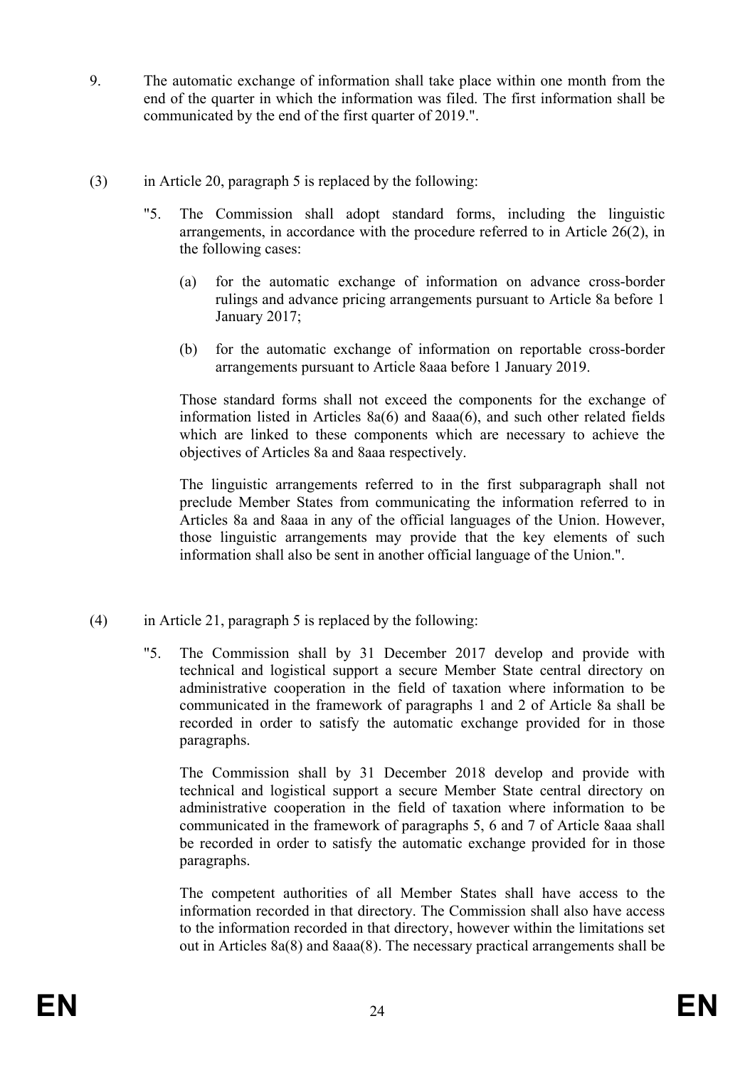9. The automatic exchange of information shall take place within one month from the end of the quarter in which the information was filed. The first information shall be communicated by the end of the first quarter of 2019.".

(3) in Article 20, paragraph 5 is replaced by the following:

"5. The Commission shall adopt standard forms, including the linguistic arrangements, in accordance with the procedure referred to in Article 26(2), in the following cases:

(a) for the automatic exchange of information on advance cross-border rulings and advance pricing arrangements pursuant to Article 8a before 1 January 2017;

(b) for the automatic exchange of information on reportable cross-border arrangements pursuant to Article 8aaa before 1 January 2019.

Those standard forms shall not exceed the components for the exchange of information listed in Articles 8a(6) and 8aaa(6), and such other related fields which are linked to these components which are necessary to achieve the objectives of Articles 8a and 8aaa respectively.

The linguistic arrangements referred to in the first subparagraph shall not preclude Member States from communicating the information referred to in Articles 8a and 8aaa in any of the official languages of the Union. However, those linguistic arrangements may provide that the key elements of such information shall also be sent in another official language of the Union.".

(4) in Article 21, paragraph 5 is replaced by the following:

"5. The Commission shall by 31 December 2017 develop and provide with technical and logistical support a secure Member State central directory on administrative cooperation in the field of taxation where information to be communicated in the framework of paragraphs 1 and 2 of Article 8a shall be recorded in order to satisfy the automatic exchange provided for in those paragraphs.

The Commission shall by 31 December 2018 develop and provide with technical and logistical support a secure Member State central directory on administrative cooperation in the field of taxation where information to be communicated in the framework of paragraphs 5, 6 and 7 of Article 8aaa shall be recorded in order to satisfy the automatic exchange provided for in those paragraphs.

The competent authorities of all Member States shall have access to the information recorded in that directory. The Commission shall also have access to the information recorded in that directory, however within the limitations set out in Articles 8a(8) and 8aaa(8). The necessary practical arrangements shall be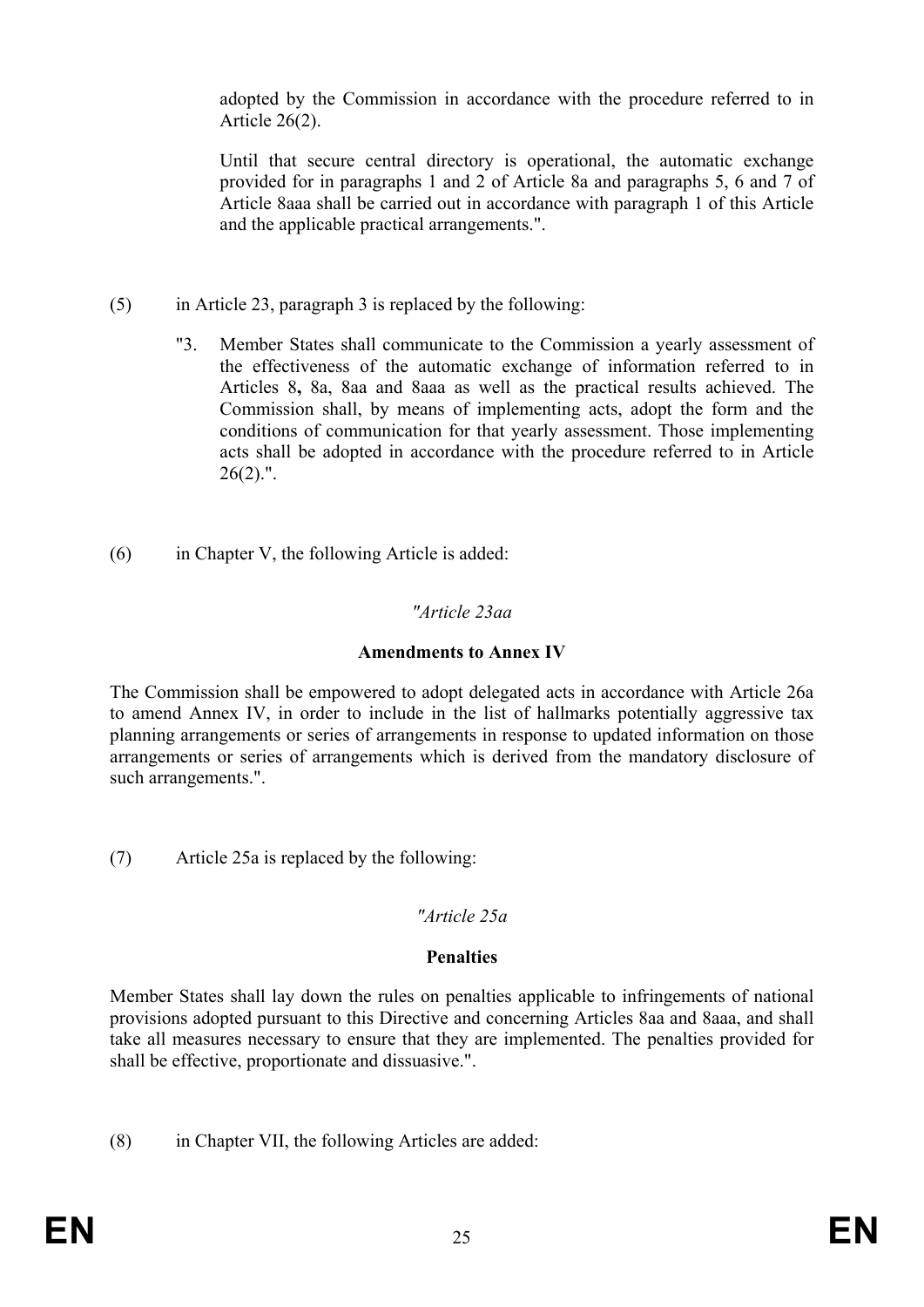adopted by the Commission in accordance with the procedure referred to in Article 26(2).

Until that secure central directory is operational, the automatic exchange provided for in paragraphs 1 and 2 of Article 8a and paragraphs 5, 6 and 7 of Article 8aaa shall be carried out in accordance with paragraph 1 of this Article and the applicable practical arrangements.".

(5) in Article 23, paragraph 3 is replaced by the following:

"3. Member States shall communicate to the Commission a yearly assessment of the effectiveness of the automatic exchange of information referred to in Articles 8**,** 8a, 8aa and 8aaa as well as the practical results achieved. The Commission shall, by means of implementing acts, adopt the form and the conditions of communication for that yearly assessment. Those implementing acts shall be adopted in accordance with the procedure referred to in Article 26(2).".

(6) in Chapter V, the following Article is added:

*"Article 23aa*

**Amendments to Annex IV**

The Commission shall be empowered to adopt delegated acts in accordance with Article 26a to amend Annex IV, in order to include in the list of hallmarks potentially aggressive tax planning arrangements or series of arrangements in response to updated information on those arrangements or series of arrangements which is derived from the mandatory disclosure of such arrangements.".

(7) Article 25a is replaced by the following:

*"Article 25a*

**Penalties**

Member States shall lay down the rules on penalties applicable to infringements of national provisions adopted pursuant to this Directive and concerning Articles 8aa and 8aaa, and shall take all measures necessary to ensure that they are implemented. The penalties provided for shall be effective, proportionate and dissuasive.".

(8) in Chapter VII, the following Articles are added: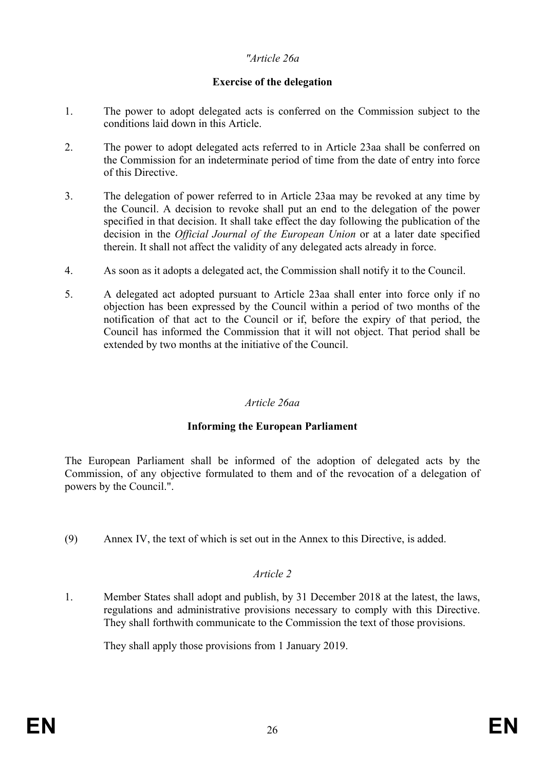*"Article 26a*

**Exercise of the delegation**

1. The power to adopt delegated acts is conferred on the Commission subject to the conditions laid down in this Article.

2. The power to adopt delegated acts referred to in Article 23aa shall be conferred on the Commission for an indeterminate period of time from the date of entry into force of this Directive.

3. The delegation of power referred to in Article 23aa may be revoked at any time by the Council. A decision to revoke shall put an end to the delegation of the power specified in that decision. It shall take effect the day following the publication of the decision in the *Official Journal of the European Union* or at a later date specified therein. It shall not affect the validity of any delegated acts already in force.

4. As soon as it adopts a delegated act, the Commission shall notify it to the Council.

5. A delegated act adopted pursuant to Article 23aa shall enter into force only if no objection has been expressed by the Council within a period of two months of the notification of that act to the Council or if, before the expiry of that period, the Council has informed the Commission that it will not object. That period shall be extended by two months at the initiative of the Council.

*Article 26aa*

**Informing the European Parliament**

The European Parliament shall be informed of the adoption of delegated acts by the Commission, of any objective formulated to them and of the revocation of a delegation of powers by the Council.".

(9) Annex IV, the text of which is set out in the Annex to this Directive, is added.

*Article 2*

1. Member States shall adopt and publish, by 31 December 2018 at the latest, the laws, regulations and administrative provisions necessary to comply with this Directive. They shall forthwith communicate to the Commission the text of those provisions.

   They shall apply those provisions from 1 January 2019.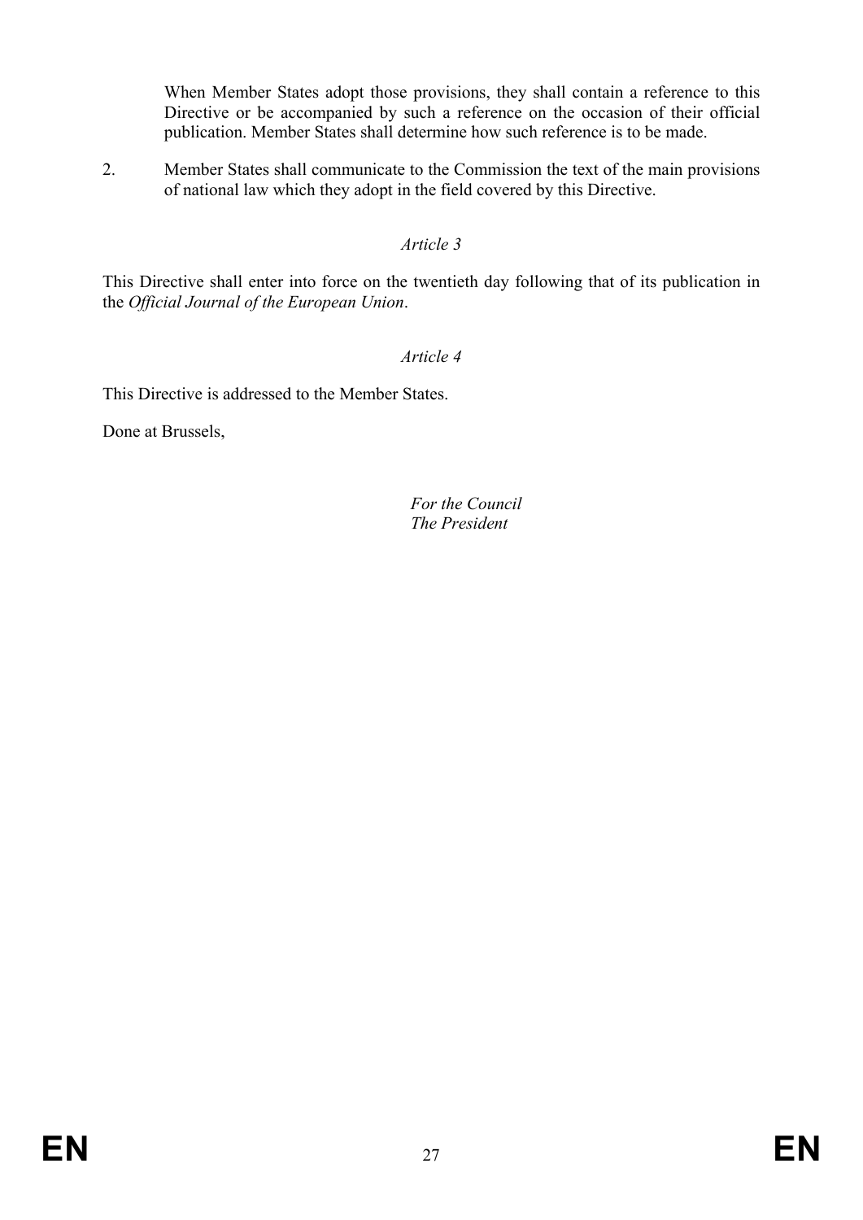When Member States adopt those provisions, they shall contain a reference to this Directive or be accompanied by such a reference on the occasion of their official publication. Member States shall determine how such reference is to be made.

2. Member States shall communicate to the Commission the text of the main provisions of national law which they adopt in the field covered by this Directive.

*Article 3*

This Directive shall enter into force on the twentieth day following that of its publication in the *Official Journal of the European Union*.

*Article 4*

This Directive is addressed to the Member States.

Done at Brussels,

*For the Council*
*The President*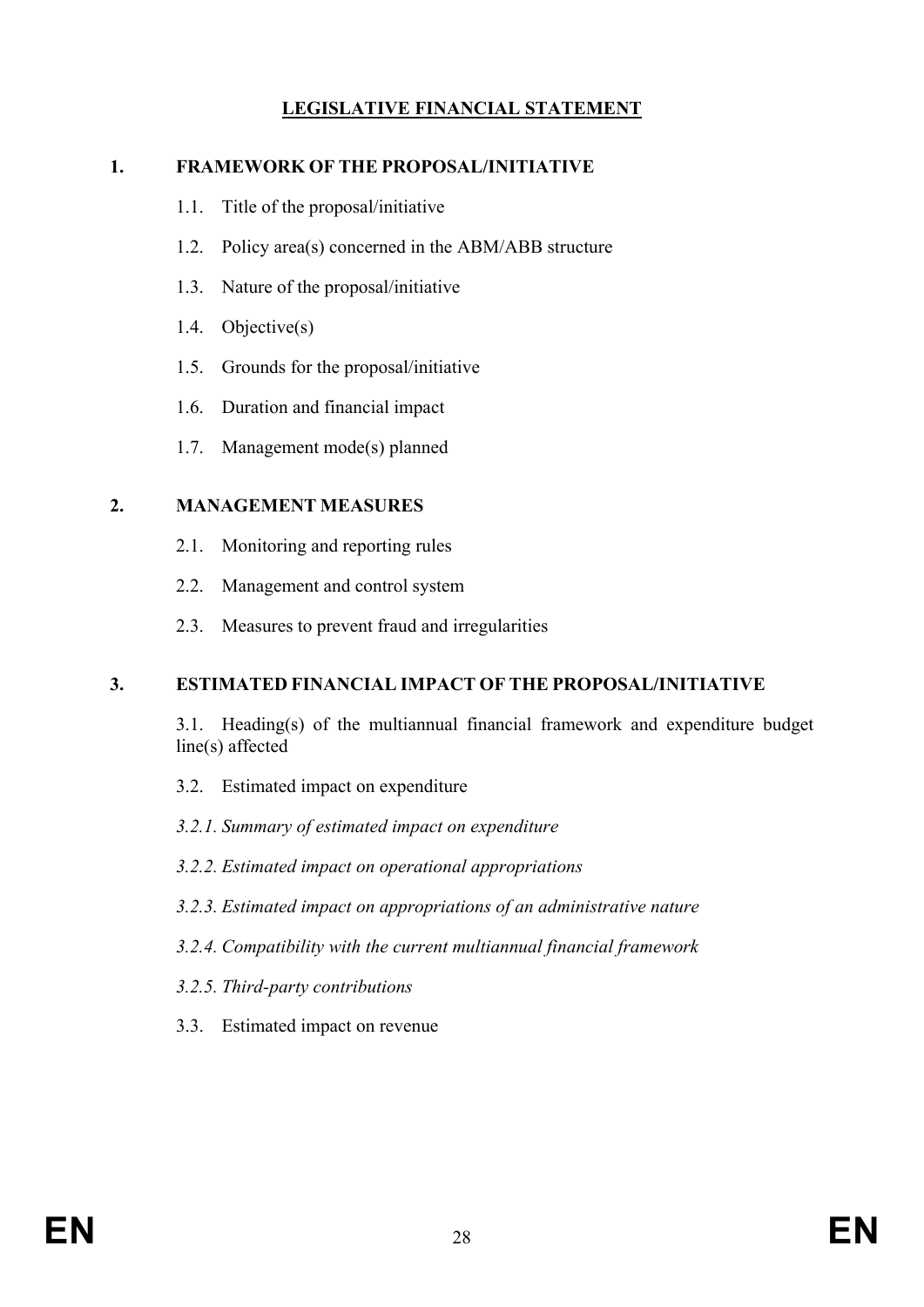**LEGISLATIVE FINANCIAL STATEMENT**

**1. FRAMEWORK OF THE PROPOSAL/INITIATIVE**

1.1. Title of the proposal/initiative

1.2. Policy area(s) concerned in the ABM/ABB structure

1.3. Nature of the proposal/initiative

1.4. Objective(s)

1.5. Grounds for the proposal/initiative

1.6. Duration and financial impact

1.7. Management mode(s) planned

**2. MANAGEMENT MEASURES**

2.1. Monitoring and reporting rules

2.2. Management and control system

2.3. Measures to prevent fraud and irregularities

**3. ESTIMATED FINANCIAL IMPACT OF THE PROPOSAL/INITIATIVE**

3.1. Heading(s) of the multiannual financial framework and expenditure budget line(s) affected

3.2. Estimated impact on expenditure

*3.2.1. Summary of estimated impact on expenditure*

*3.2.2. Estimated impact on operational appropriations*

*3.2.3. Estimated impact on appropriations of an administrative nature*

*3.2.4. Compatibility with the current multiannual financial framework*

*3.2.5. Third-party contributions*

3.3. Estimated impact on revenue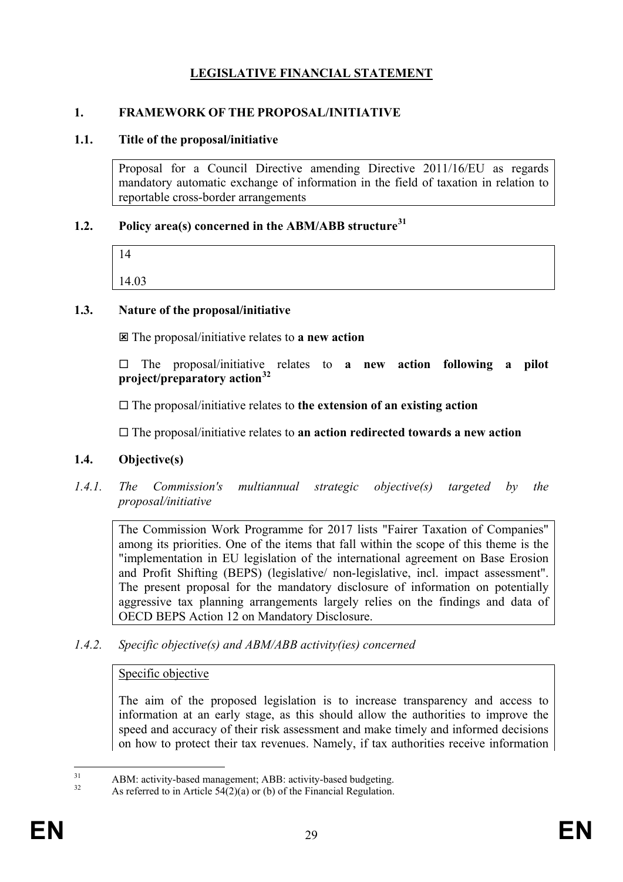# LEGISLATIVE FINANCIAL STATEMENT

## 1. FRAMEWORK OF THE PROPOSAL/INITIATIVE

### 1.1. Title of the proposal/initiative

Proposal for a Council Directive amending Directive 2011/16/EU as regards mandatory automatic exchange of information in the field of taxation in relation to reportable cross-border arrangements

### 1.2. Policy area(s) concerned in the ABM/ABB structure[31]

14

14.03

### 1.3. Nature of the proposal/initiative

☒ The proposal/initiative relates to **a new action**

☐ The proposal/initiative relates to **a new action following a pilot project/preparatory action**[32]

☐ The proposal/initiative relates to **the extension of an existing action**

☐ The proposal/initiative relates to **an action redirected towards a new action**

### 1.4. Objective(s)

*1.4.1. The Commission's multiannual strategic objective(s) targeted by the proposal/initiative*

The Commission Work Programme for 2017 lists "Fairer Taxation of Companies" among its priorities. One of the items that fall within the scope of this theme is the "implementation in EU legislation of the international agreement on Base Erosion and Profit Shifting (BEPS) (legislative/ non-legislative, incl. impact assessment". The present proposal for the mandatory disclosure of information on potentially aggressive tax planning arrangements largely relies on the findings and data of OECD BEPS Action 12 on Mandatory Disclosure.

*1.4.2. Specific objective(s) and ABM/ABB activity(ies) concerned*

Specific objective

The aim of the proposed legislation is to increase transparency and access to information at an early stage, as this should allow the authorities to improve the speed and accuracy of their risk assessment and make timely and informed decisions on how to protect their tax revenues. Namely, if tax authorities receive information

---

[31] ABM: activity-based management; ABB: activity-based budgeting.

[32] As referred to in Article 54(2)(a) or (b) of the Financial Regulation.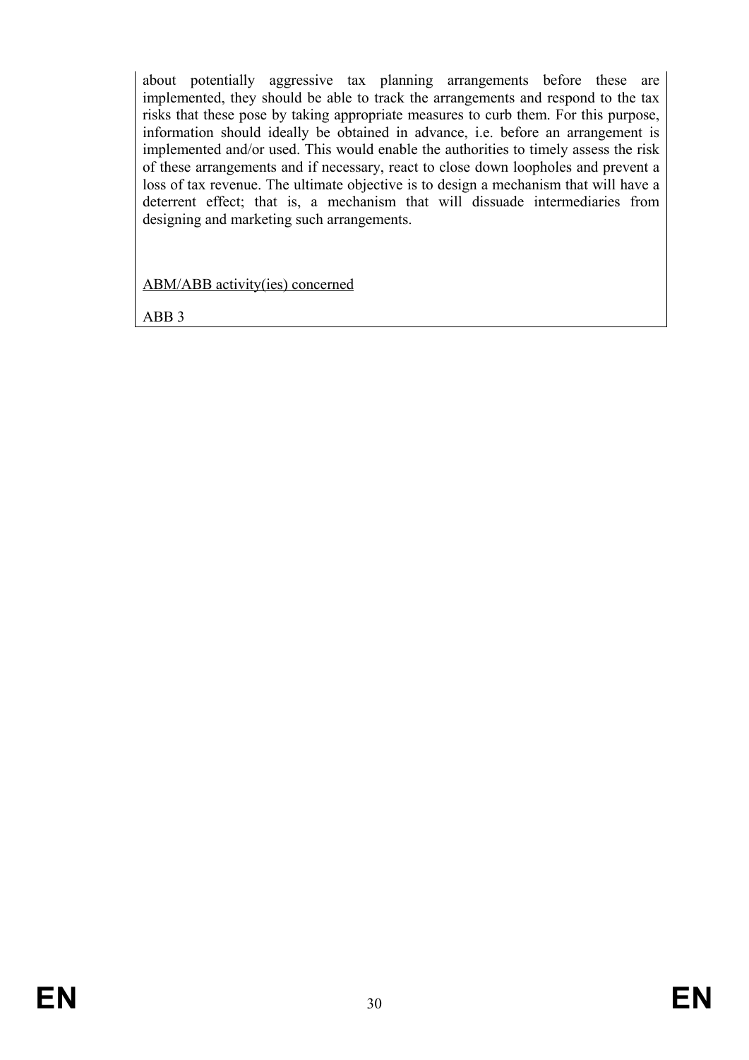about potentially aggressive tax planning arrangements before these are implemented, they should be able to track the arrangements and respond to the tax risks that these pose by taking appropriate measures to curb them. For this purpose, information should ideally be obtained in advance, i.e. before an arrangement is implemented and/or used. This would enable the authorities to timely assess the risk of these arrangements and if necessary, react to close down loopholes and prevent a loss of tax revenue. The ultimate objective is to design a mechanism that will have a deterrent effect; that is, a mechanism that will dissuade intermediaries from designing and marketing such arrangements.

<u>ABM/ABB activity(ies) concerned</u>

ABB 3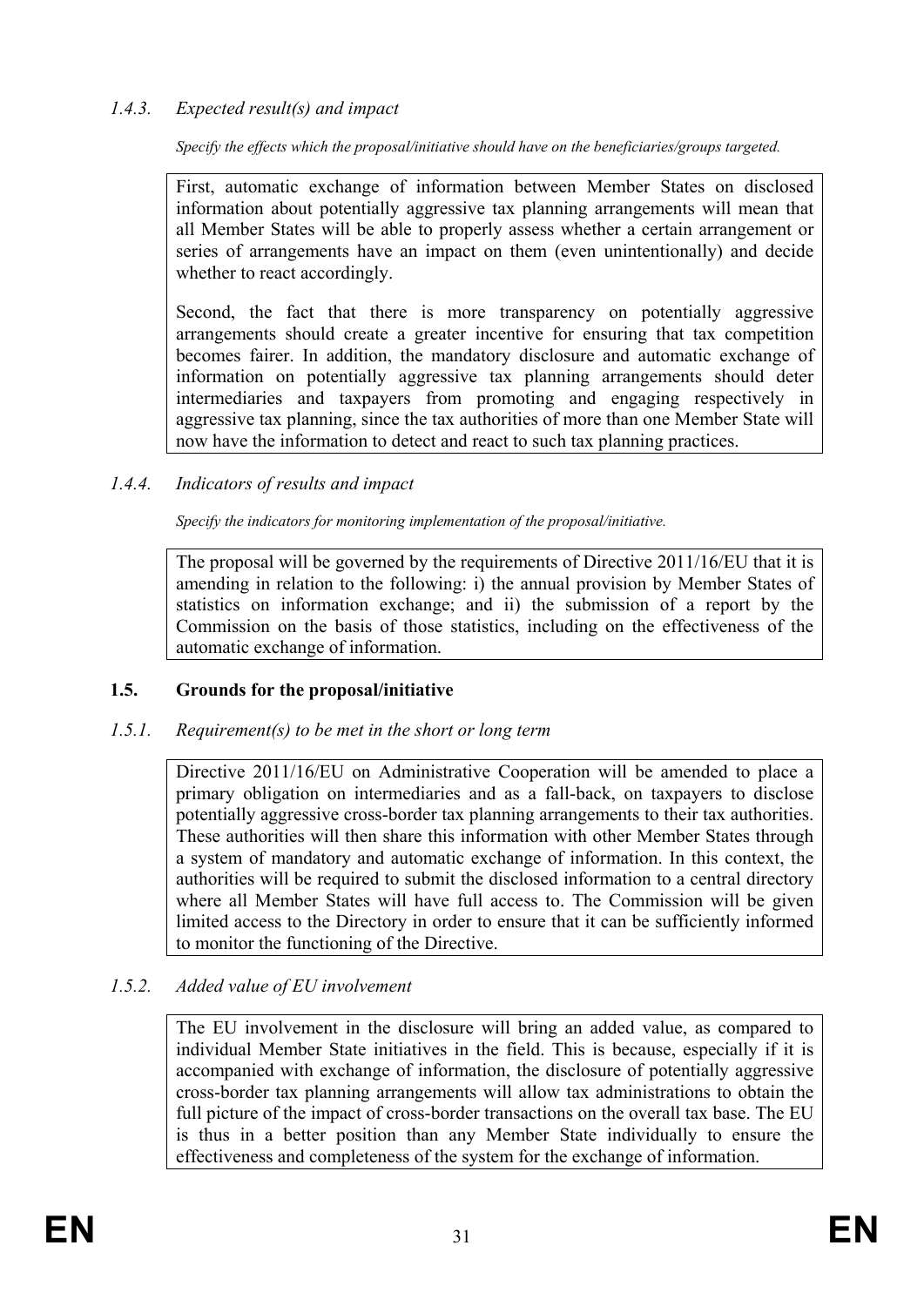#### *1.4.3. Expected result(s) and impact*

*Specify the effects which the proposal/initiative should have on the beneficiaries/groups targeted.*

First, automatic exchange of information between Member States on disclosed information about potentially aggressive tax planning arrangements will mean that all Member States will be able to properly assess whether a certain arrangement or series of arrangements have an impact on them (even unintentionally) and decide whether to react accordingly.

Second, the fact that there is more transparency on potentially aggressive arrangements should create a greater incentive for ensuring that tax competition becomes fairer. In addition, the mandatory disclosure and automatic exchange of information on potentially aggressive tax planning arrangements should deter intermediaries and taxpayers from promoting and engaging respectively in aggressive tax planning, since the tax authorities of more than one Member State will now have the information to detect and react to such tax planning practices.

#### *1.4.4. Indicators of results and impact*

*Specify the indicators for monitoring implementation of the proposal/initiative.*

The proposal will be governed by the requirements of Directive 2011/16/EU that it is amending in relation to the following: i) the annual provision by Member States of statistics on information exchange; and ii) the submission of a report by the Commission on the basis of those statistics, including on the effectiveness of the automatic exchange of information.

### **1.5. Grounds for the proposal/initiative**

#### *1.5.1. Requirement(s) to be met in the short or long term*

Directive 2011/16/EU on Administrative Cooperation will be amended to place a primary obligation on intermediaries and as a fall-back, on taxpayers to disclose potentially aggressive cross-border tax planning arrangements to their tax authorities. These authorities will then share this information with other Member States through a system of mandatory and automatic exchange of information. In this context, the authorities will be required to submit the disclosed information to a central directory where all Member States will have full access to. The Commission will be given limited access to the Directory in order to ensure that it can be sufficiently informed to monitor the functioning of the Directive.

#### *1.5.2. Added value of EU involvement*

The EU involvement in the disclosure will bring an added value, as compared to individual Member State initiatives in the field. This is because, especially if it is accompanied with exchange of information, the disclosure of potentially aggressive cross-border tax planning arrangements will allow tax administrations to obtain the full picture of the impact of cross-border transactions on the overall tax base. The EU is thus in a better position than any Member State individually to ensure the effectiveness and completeness of the system for the exchange of information.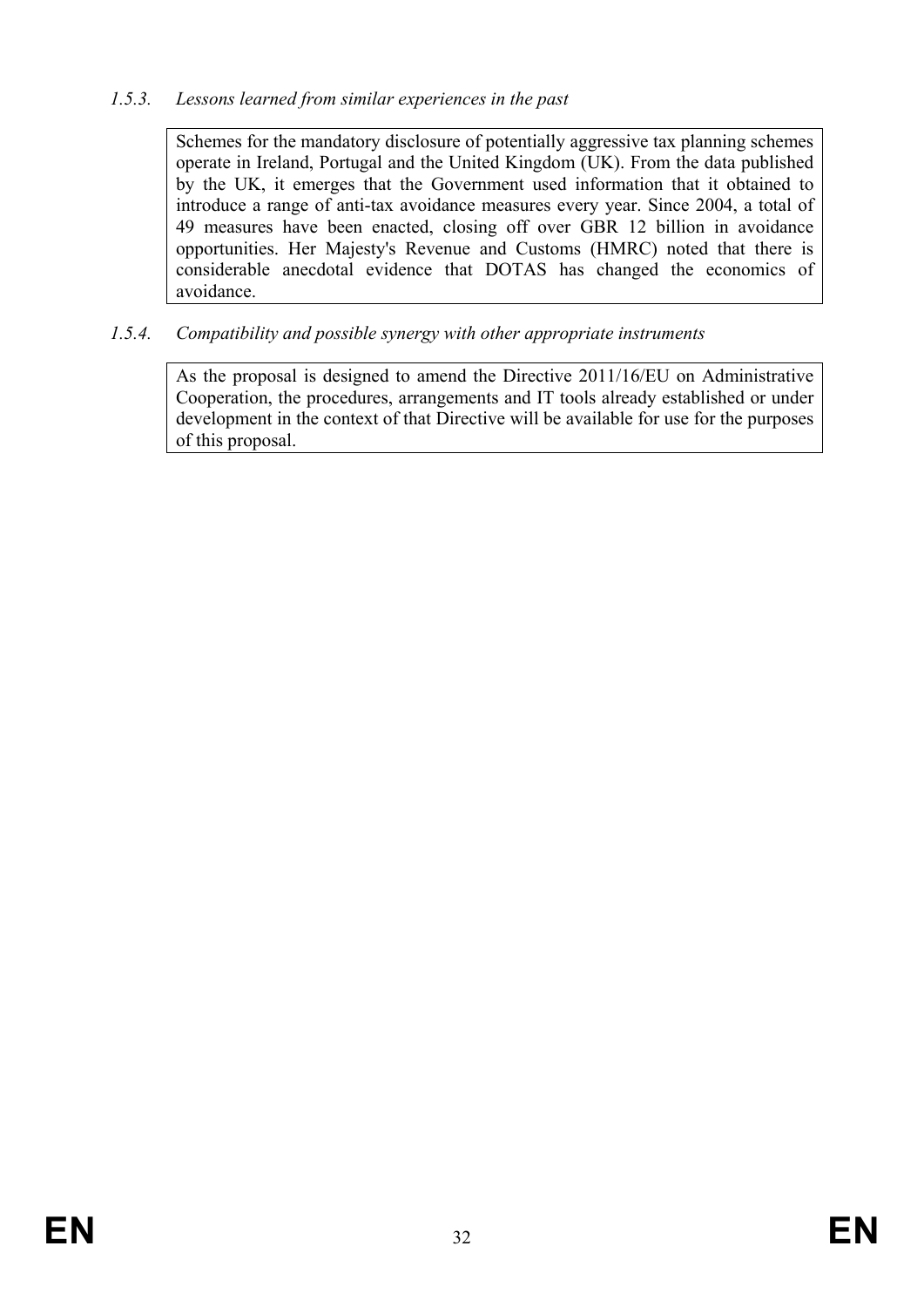*1.5.3. Lessons learned from similar experiences in the past*

Schemes for the mandatory disclosure of potentially aggressive tax planning schemes operate in Ireland, Portugal and the United Kingdom (UK). From the data published by the UK, it emerges that the Government used information that it obtained to introduce a range of anti-tax avoidance measures every year. Since 2004, a total of 49 measures have been enacted, closing off over GBR 12 billion in avoidance opportunities. Her Majesty's Revenue and Customs (HMRC) noted that there is considerable anecdotal evidence that DOTAS has changed the economics of avoidance.

*1.5.4. Compatibility and possible synergy with other appropriate instruments*

As the proposal is designed to amend the Directive 2011/16/EU on Administrative Cooperation, the procedures, arrangements and IT tools already established or under development in the context of that Directive will be available for use for the purposes of this proposal.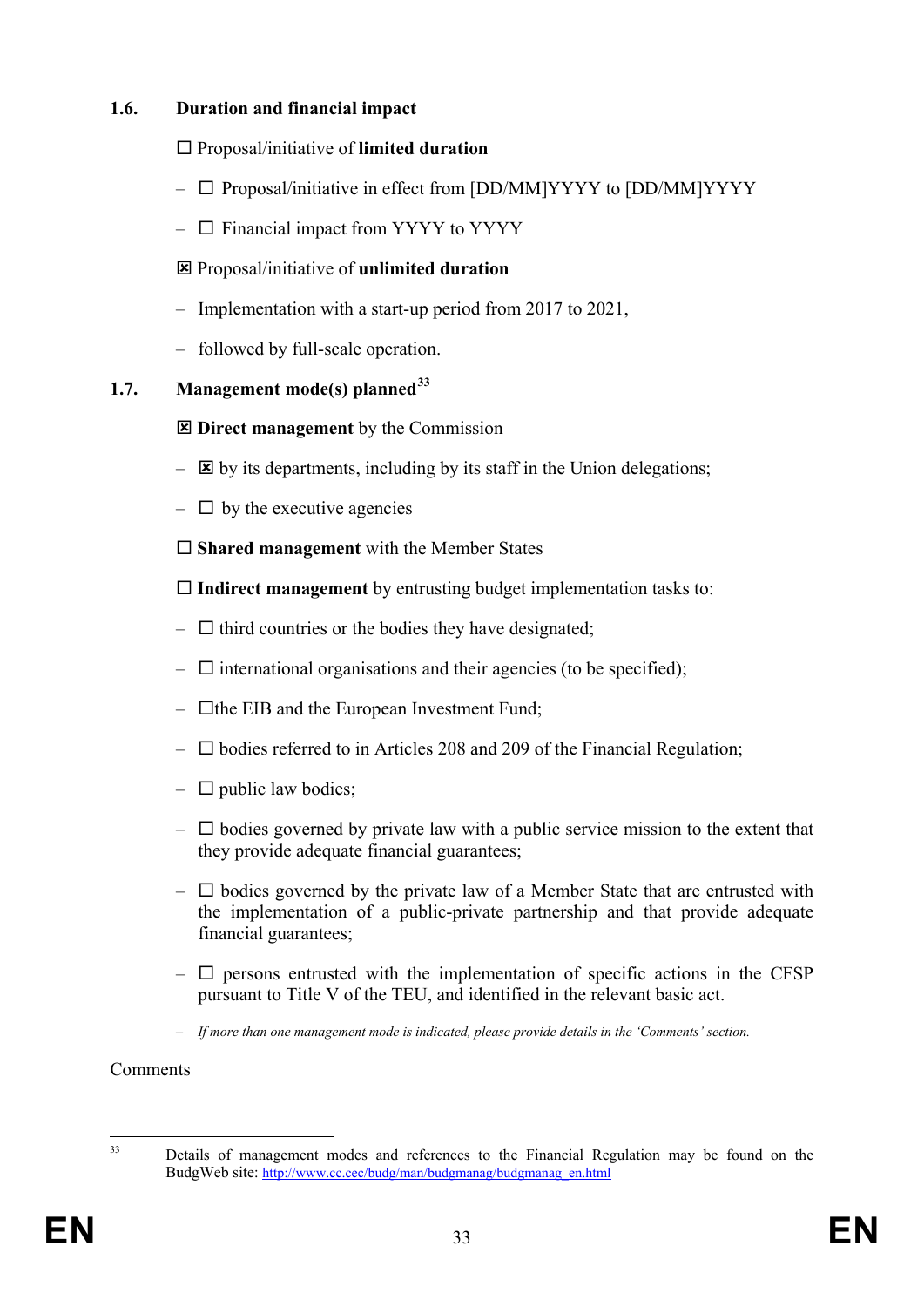### 1.6. Duration and financial impact

☐ Proposal/initiative of **limited duration**

– ☐ Proposal/initiative in effect from [DD/MM]YYYY to [DD/MM]YYYY

– ☐ Financial impact from YYYY to YYYY

☒ Proposal/initiative of **unlimited duration**

– Implementation with a start-up period from 2017 to 2021,

– followed by full-scale operation.

### 1.7. Management mode(s) planned[33]

☒ **Direct management** by the Commission

– ☒ by its departments, including by its staff in the Union delegations;

– ☐ by the executive agencies

☐ **Shared management** with the Member States

☐ **Indirect management** by entrusting budget implementation tasks to:

– ☐ third countries or the bodies they have designated;

– ☐ international organisations and their agencies (to be specified);

– ☐the EIB and the European Investment Fund;

– ☐ bodies referred to in Articles 208 and 209 of the Financial Regulation;

– ☐ public law bodies;

– ☐ bodies governed by private law with a public service mission to the extent that they provide adequate financial guarantees;

– ☐ bodies governed by the private law of a Member State that are entrusted with the implementation of a public-private partnership and that provide adequate financial guarantees;

– ☐ persons entrusted with the implementation of specific actions in the CFSP pursuant to Title V of the TEU, and identified in the relevant basic act.

– *If more than one management mode is indicated, please provide details in the 'Comments' section.*

Comments

---

[33] Details of management modes and references to the Financial Regulation may be found on the BudgWeb site: http://www.cc.cec/budg/man/budgmanag/budgmanag_en.html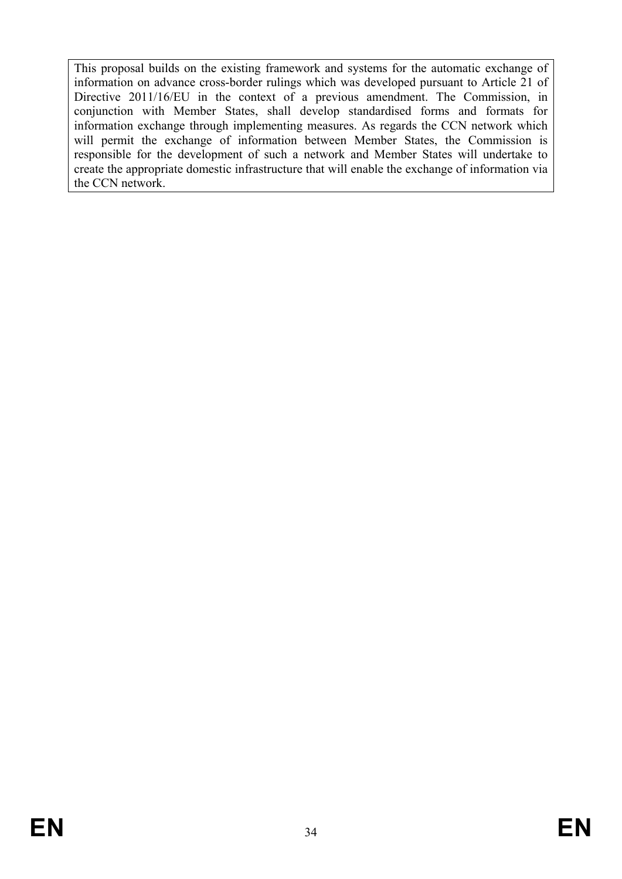This proposal builds on the existing framework and systems for the automatic exchange of information on advance cross-border rulings which was developed pursuant to Article 21 of Directive 2011/16/EU in the context of a previous amendment. The Commission, in conjunction with Member States, shall develop standardised forms and formats for information exchange through implementing measures. As regards the CCN network which will permit the exchange of information between Member States, the Commission is responsible for the development of such a network and Member States will undertake to create the appropriate domestic infrastructure that will enable the exchange of information via the CCN network.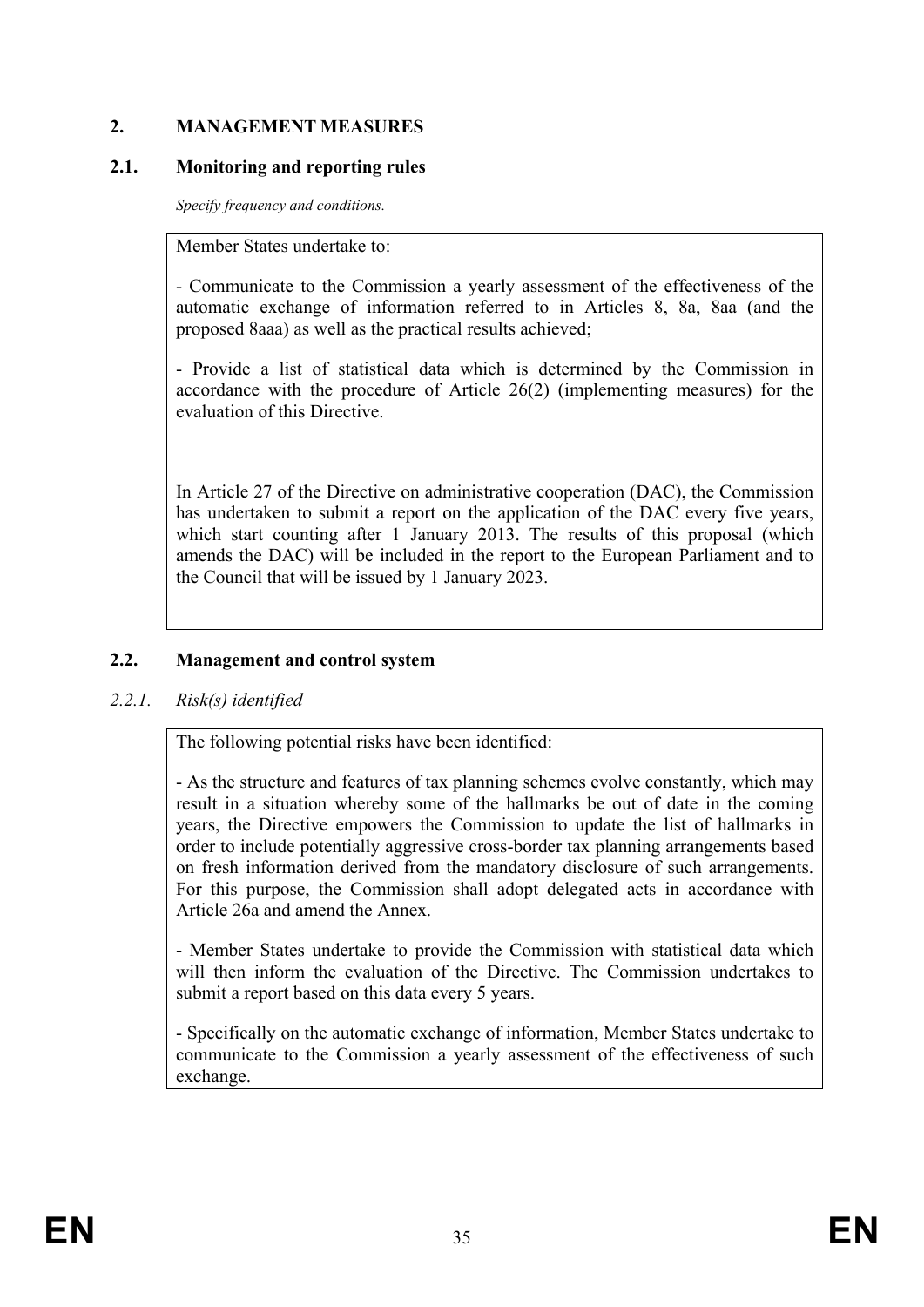## 2. MANAGEMENT MEASURES

### 2.1. Monitoring and reporting rules

*Specify frequency and conditions.*

Member States undertake to:

- Communicate to the Commission a yearly assessment of the effectiveness of the automatic exchange of information referred to in Articles 8, 8a, 8aa (and the proposed 8aaa) as well as the practical results achieved;

- Provide a list of statistical data which is determined by the Commission in accordance with the procedure of Article 26(2) (implementing measures) for the evaluation of this Directive.

In Article 27 of the Directive on administrative cooperation (DAC), the Commission has undertaken to submit a report on the application of the DAC every five years, which start counting after 1 January 2013. The results of this proposal (which amends the DAC) will be included in the report to the European Parliament and to the Council that will be issued by 1 January 2023.

### 2.2. Management and control system

#### *2.2.1. Risk(s) identified*

The following potential risks have been identified:

- As the structure and features of tax planning schemes evolve constantly, which may result in a situation whereby some of the hallmarks be out of date in the coming years, the Directive empowers the Commission to update the list of hallmarks in order to include potentially aggressive cross-border tax planning arrangements based on fresh information derived from the mandatory disclosure of such arrangements. For this purpose, the Commission shall adopt delegated acts in accordance with Article 26a and amend the Annex.

- Member States undertake to provide the Commission with statistical data which will then inform the evaluation of the Directive. The Commission undertakes to submit a report based on this data every 5 years.

- Specifically on the automatic exchange of information, Member States undertake to communicate to the Commission a yearly assessment of the effectiveness of such exchange.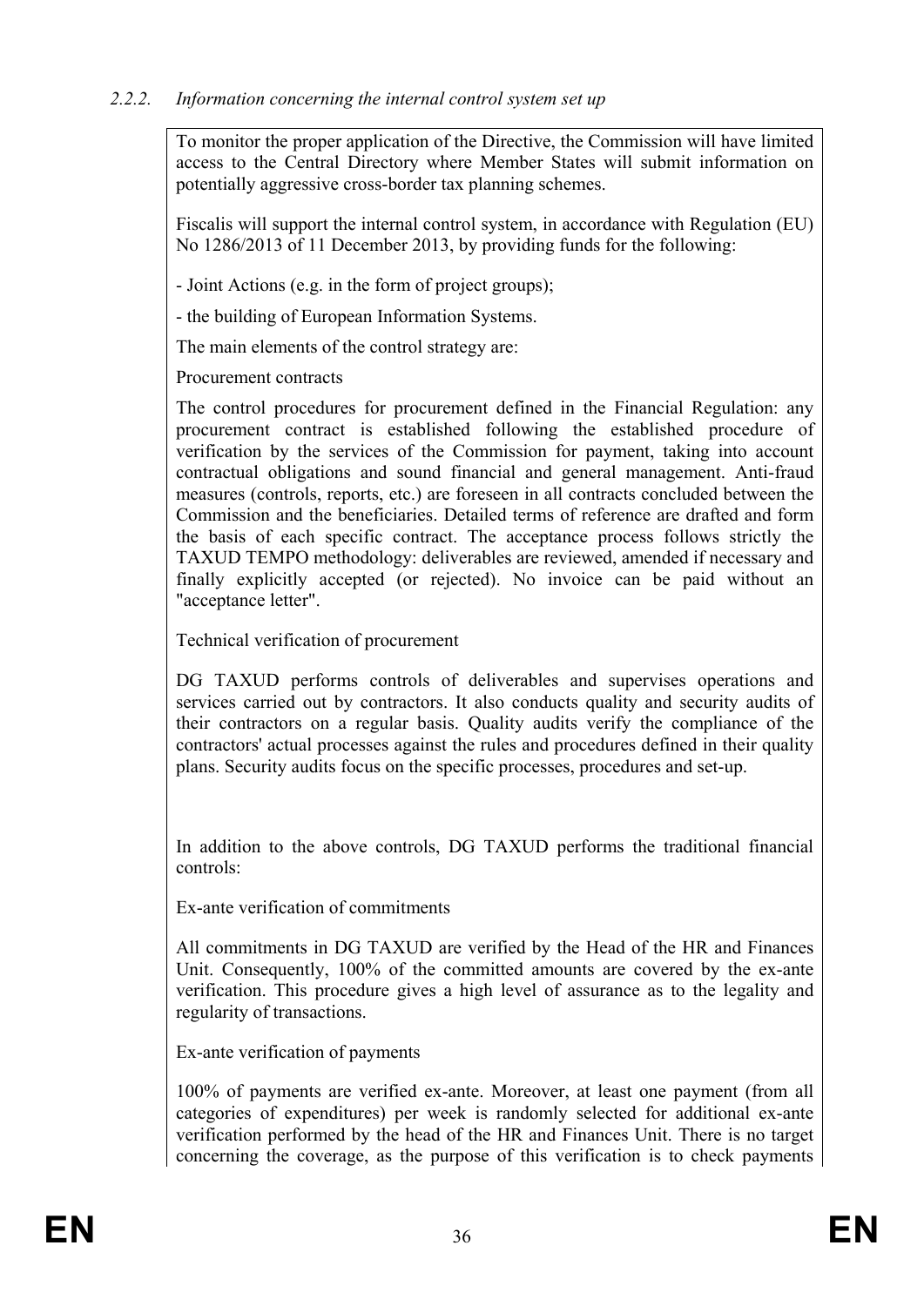### *2.2.2. Information concerning the internal control system set up*

To monitor the proper application of the Directive, the Commission will have limited access to the Central Directory where Member States will submit information on potentially aggressive cross-border tax planning schemes.

Fiscalis will support the internal control system, in accordance with Regulation (EU) No 1286/2013 of 11 December 2013, by providing funds for the following:

- Joint Actions (e.g. in the form of project groups);

- the building of European Information Systems.

The main elements of the control strategy are:

Procurement contracts

The control procedures for procurement defined in the Financial Regulation: any procurement contract is established following the established procedure of verification by the services of the Commission for payment, taking into account contractual obligations and sound financial and general management. Anti-fraud measures (controls, reports, etc.) are foreseen in all contracts concluded between the Commission and the beneficiaries. Detailed terms of reference are drafted and form the basis of each specific contract. The acceptance process follows strictly the TAXUD TEMPO methodology: deliverables are reviewed, amended if necessary and finally explicitly accepted (or rejected). No invoice can be paid without an "acceptance letter".

Technical verification of procurement

DG TAXUD performs controls of deliverables and supervises operations and services carried out by contractors. It also conducts quality and security audits of their contractors on a regular basis. Quality audits verify the compliance of the contractors' actual processes against the rules and procedures defined in their quality plans. Security audits focus on the specific processes, procedures and set-up.

In addition to the above controls, DG TAXUD performs the traditional financial controls:

Ex-ante verification of commitments

All commitments in DG TAXUD are verified by the Head of the HR and Finances Unit. Consequently, 100% of the committed amounts are covered by the ex-ante verification. This procedure gives a high level of assurance as to the legality and regularity of transactions.

Ex-ante verification of payments

100% of payments are verified ex-ante. Moreover, at least one payment (from all categories of expenditures) per week is randomly selected for additional ex-ante verification performed by the head of the HR and Finances Unit. There is no target concerning the coverage, as the purpose of this verification is to check payments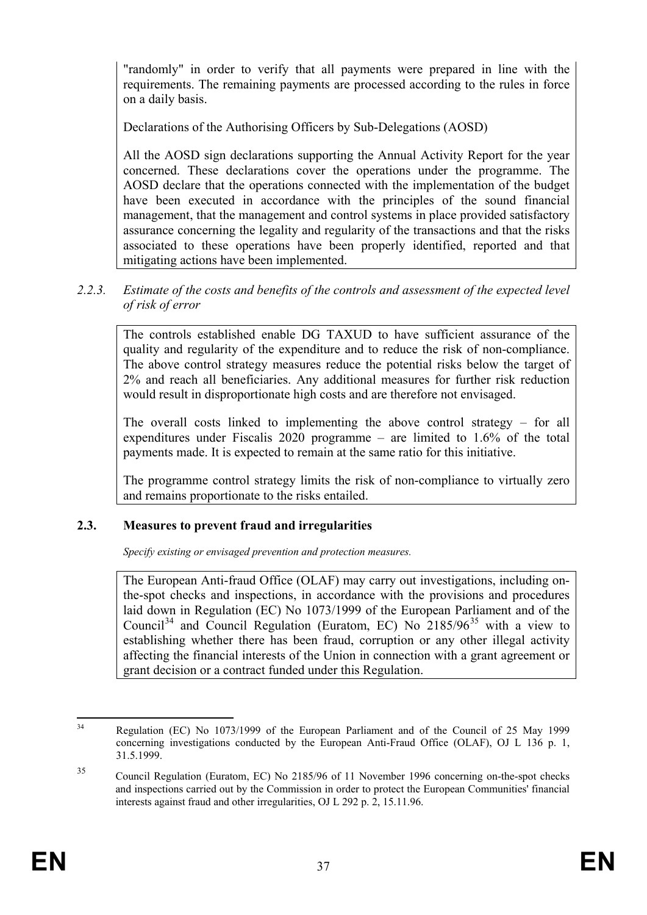"randomly" in order to verify that all payments were prepared in line with the requirements. The remaining payments are processed according to the rules in force on a daily basis.

Declarations of the Authorising Officers by Sub-Delegations (AOSD)

All the AOSD sign declarations supporting the Annual Activity Report for the year concerned. These declarations cover the operations under the programme. The AOSD declare that the operations connected with the implementation of the budget have been executed in accordance with the principles of the sound financial management, that the management and control systems in place provided satisfactory assurance concerning the legality and regularity of the transactions and that the risks associated to these operations have been properly identified, reported and that mitigating actions have been implemented.

*2.2.3. Estimate of the costs and benefits of the controls and assessment of the expected level of risk of error*

The controls established enable DG TAXUD to have sufficient assurance of the quality and regularity of the expenditure and to reduce the risk of non-compliance. The above control strategy measures reduce the potential risks below the target of 2% and reach all beneficiaries. Any additional measures for further risk reduction would result in disproportionate high costs and are therefore not envisaged.

The overall costs linked to implementing the above control strategy – for all expenditures under Fiscalis 2020 programme – are limited to 1.6% of the total payments made. It is expected to remain at the same ratio for this initiative.

The programme control strategy limits the risk of non-compliance to virtually zero and remains proportionate to the risks entailed.

### 2.3. Measures to prevent fraud and irregularities

*Specify existing or envisaged prevention and protection measures.*

The European Anti-fraud Office (OLAF) may carry out investigations, including on-the-spot checks and inspections, in accordance with the provisions and procedures laid down in Regulation (EC) No 1073/1999 of the European Parliament and of the Council[34] and Council Regulation (Euratom, EC) No 2185/96[35] with a view to establishing whether there has been fraud, corruption or any other illegal activity affecting the financial interests of the Union in connection with a grant agreement or grant decision or a contract funded under this Regulation.

---

[34] Regulation (EC) No 1073/1999 of the European Parliament and of the Council of 25 May 1999 concerning investigations conducted by the European Anti-Fraud Office (OLAF), OJ L 136 p. 1, 31.5.1999.

[35] Council Regulation (Euratom, EC) No 2185/96 of 11 November 1996 concerning on-the-spot checks and inspections carried out by the Commission in order to protect the European Communities' financial interests against fraud and other irregularities, OJ L 292 p. 2, 15.11.96.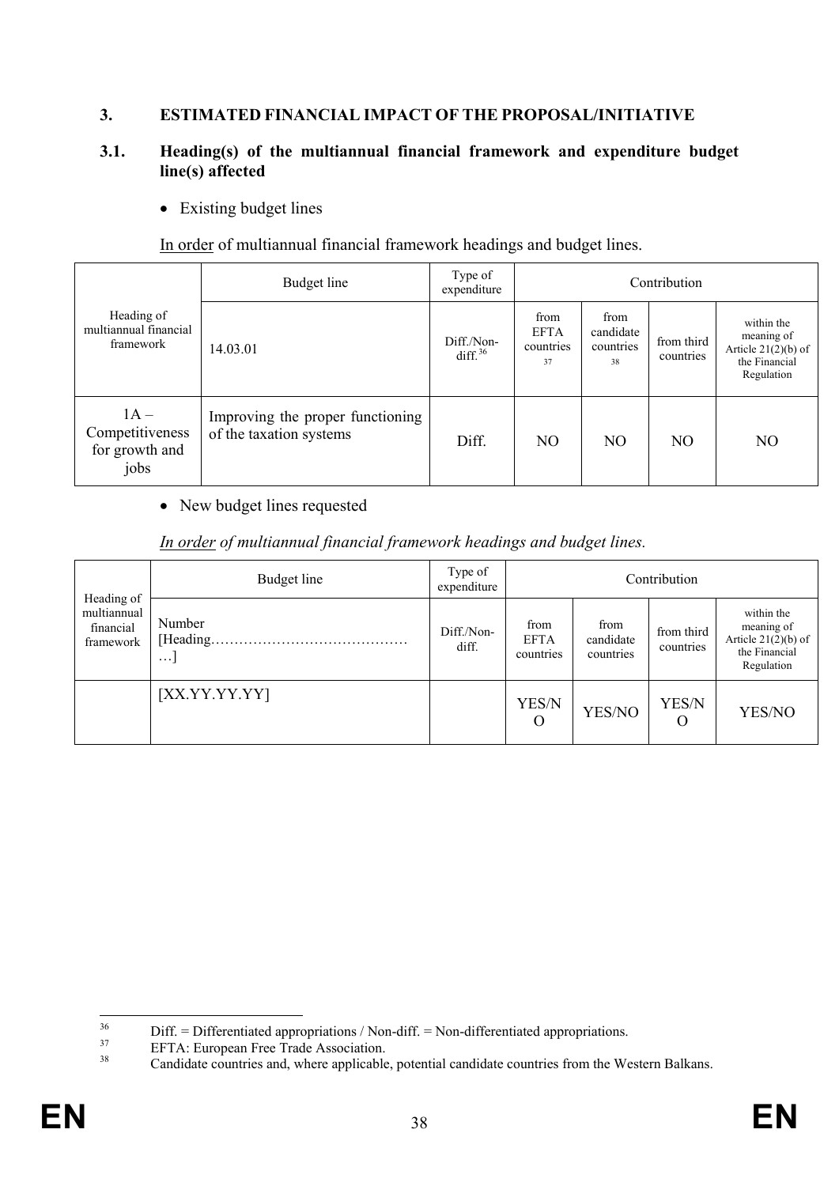## 3. ESTIMATED FINANCIAL IMPACT OF THE PROPOSAL/INITIATIVE

### 3.1. Heading(s) of the multiannual financial framework and expenditure budget line(s) affected

- Existing budget lines

<u>In order</u> of multiannual financial framework headings and budget lines.

| Heading of multiannual financial framework | Budget line | Type of expenditure | Contribution | | | |
|---|---|---|---|---|---|---|
| | 14.03.01 | Diff./Non-diff.[36] | from EFTA countries[37] | from candidate countries[38] | from third countries | within the meaning of Article 21(2)(b) of the Financial Regulation |
| 1A – Competitiveness for growth and jobs | Improving the proper functioning of the taxation systems | Diff. | NO | NO | NO | NO |

- New budget lines requested

*<u>In order</u> of multiannual financial framework headings and budget lines.*

| Heading of multiannual financial framework | Budget line | Type of expenditure | Contribution | | | |
|---|---|---|---|---|---|---|
| | Number [Heading………………………………………] | Diff./Non-diff. | from EFTA countries | from candidate countries | from third countries | within the meaning of Article 21(2)(b) of the Financial Regulation |
| | [XX.YY.YY.YY] | | YES/NO | YES/NO | YES/NO | YES/NO |

[36] Diff. = Differentiated appropriations / Non-diff. = Non-differentiated appropriations.

[37] EFTA: European Free Trade Association.

[38] Candidate countries and, where applicable, potential candidate countries from the Western Balkans.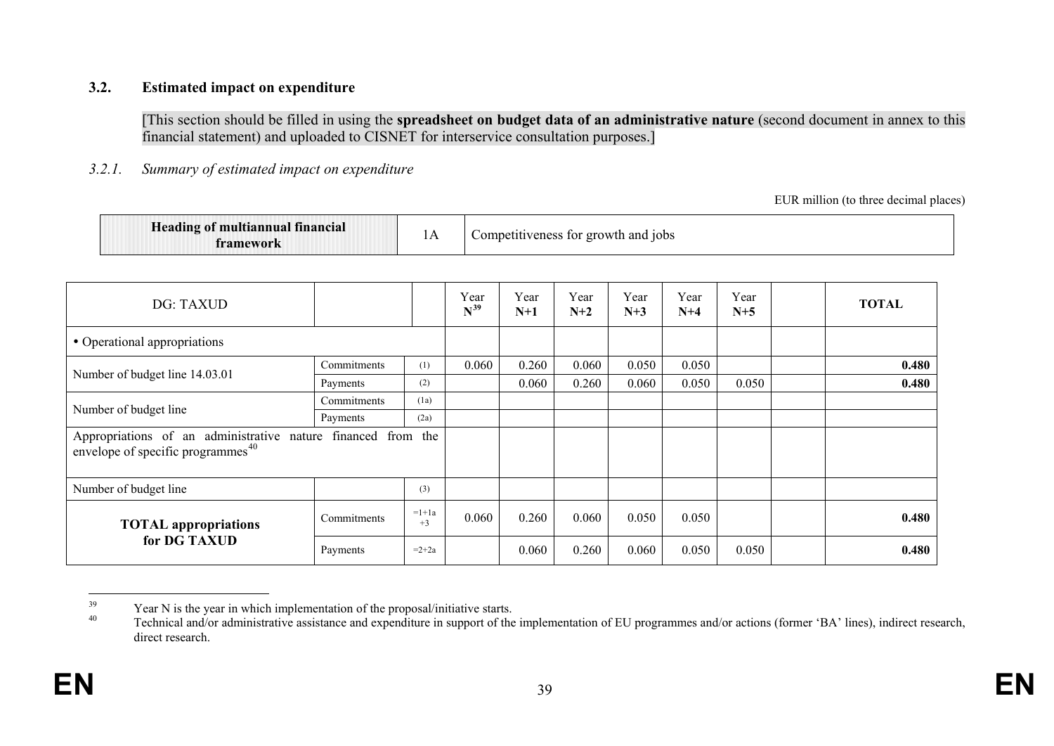### 3.2. Estimated impact on expenditure

[This section should be filled in using the **spreadsheet on budget data of an administrative nature** (second document in annex to this financial statement) and uploaded to CISNET for interservice consultation purposes.]

#### *3.2.1. Summary of estimated impact on expenditure*

EUR million (to three decimal places)

| **Heading of multiannual financial framework** | 1A | Competitiveness for growth and jobs |
|---|---|---|

| DG: TAXUD | | | Year N[39] | Year N+1 | Year N+2 | Year N+3 | Year N+4 | Year N+5 | | TOTAL |
|---|---|---|---|---|---|---|---|---|---|---|
| • Operational appropriations | | | | | | | | | | |
| Number of budget line 14.03.01 | Commitments | (1) | 0.060 | 0.260 | 0.060 | 0.050 | 0.050 | | | **0.480** |
| | Payments | (2) | | 0.060 | 0.260 | 0.060 | 0.050 | 0.050 | | **0.480** |
| Number of budget line | Commitments | (1a) | | | | | | | | |
| | Payments | (2a) | | | | | | | | |
| Appropriations of an administrative nature financed from the envelope of specific programmes[40] | | | | | | | | | | |
| Number of budget line | | (3) | | | | | | | | |
| **TOTAL appropriations for DG TAXUD** | Commitments | =1+1a +3 | 0.060 | 0.260 | 0.060 | 0.050 | 0.050 | | | **0.480** |
| | Payments | =2+2a | | 0.060 | 0.260 | 0.060 | 0.050 | 0.050 | | **0.480** |

[39] Year N is the year in which implementation of the proposal/initiative starts.

[40] Technical and/or administrative assistance and expenditure in support of the implementation of EU programmes and/or actions (former 'BA' lines), indirect research, direct research.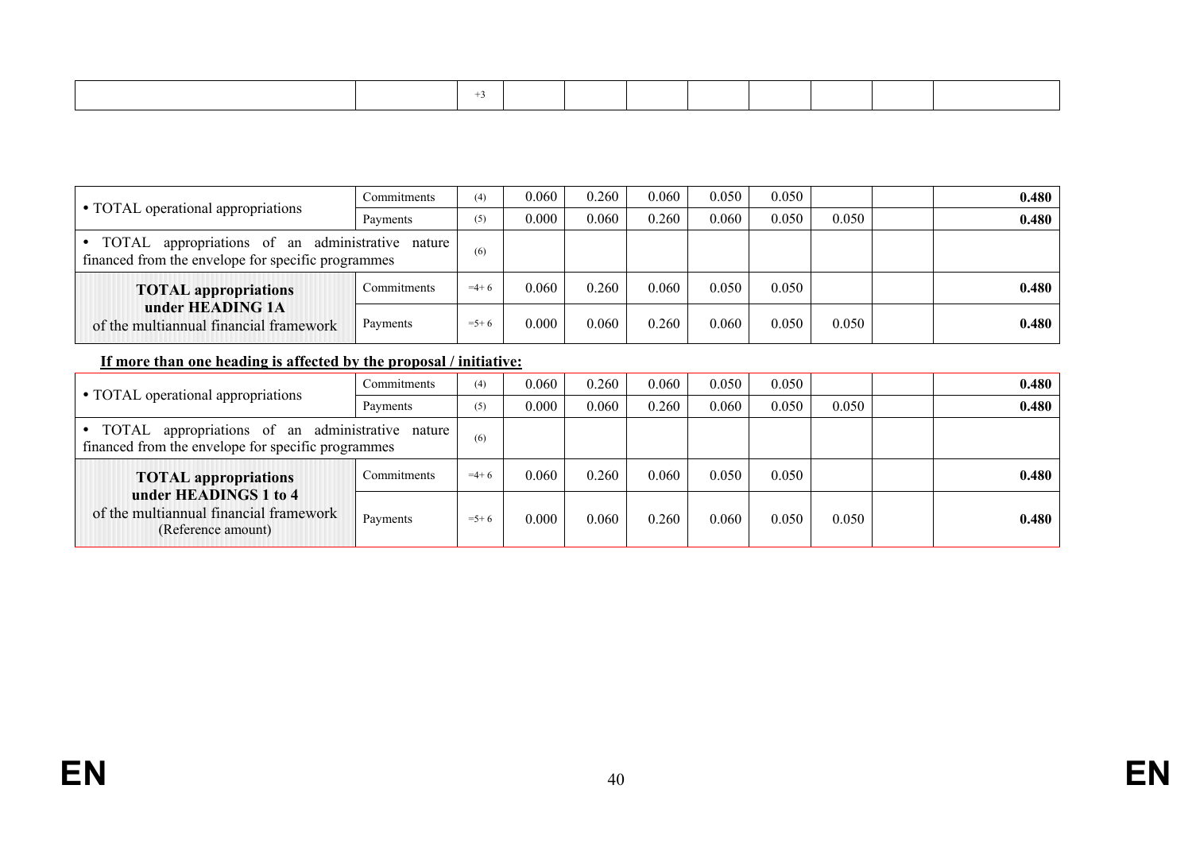| | | +3 | | | | | | | | |
|---|---|---|---|---|---|---|---|---|---|---|

| | | | | | | | | | | |
|---|---|---|---|---|---|---|---|---|---|---|
| • TOTAL operational appropriations | Commitments | (4) | 0.060 | 0.260 | 0.060 | 0.050 | 0.050 | | | **0.480** |
| | Payments | (5) | 0.000 | 0.060 | 0.260 | 0.060 | 0.050 | 0.050 | | **0.480** |
| • TOTAL appropriations of an administrative nature financed from the envelope for specific programmes | | (6) | | | | | | | | |
| **TOTAL appropriations under HEADING 1A** of the multiannual financial framework | Commitments | =4+ 6 | 0.060 | 0.260 | 0.060 | 0.050 | 0.050 | | | **0.480** |
| | Payments | =5+ 6 | 0.000 | 0.060 | 0.260 | 0.060 | 0.050 | 0.050 | | **0.480** |

**If more than one heading is affected by the proposal / initiative:**

| | | | | | | | | | | |
|---|---|---|---|---|---|---|---|---|---|---|
| • TOTAL operational appropriations | Commitments | (4) | 0.060 | 0.260 | 0.060 | 0.050 | 0.050 | | | **0.480** |
| | Payments | (5) | 0.000 | 0.060 | 0.260 | 0.060 | 0.050 | 0.050 | | **0.480** |
| • TOTAL appropriations of an administrative nature financed from the envelope for specific programmes | | (6) | | | | | | | | |
| **TOTAL appropriations under HEADINGS 1 to 4** of the multiannual financial framework (Reference amount) | Commitments | =4+ 6 | 0.060 | 0.260 | 0.060 | 0.050 | 0.050 | | | **0.480** |
| | Payments | =5+ 6 | 0.000 | 0.060 | 0.260 | 0.060 | 0.050 | 0.050 | | **0.480** |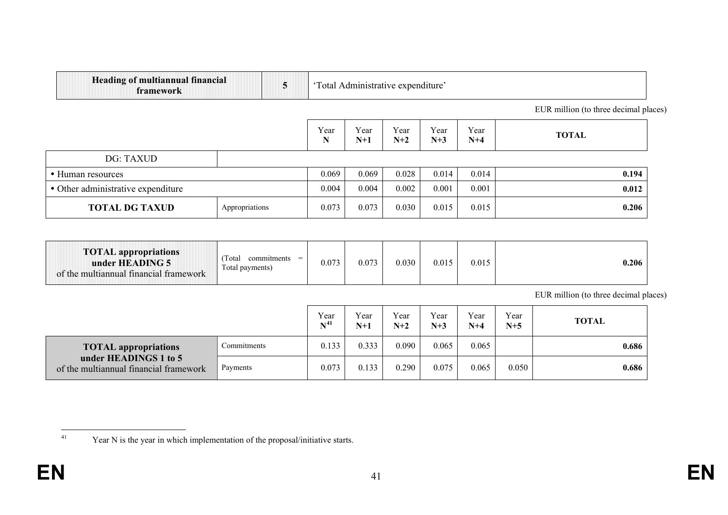| Heading of multiannual financial framework | 5 | 'Total Administrative expenditure' |
|---|---|---|

EUR million (to three decimal places)

| | | Year N | Year N+1 | Year N+2 | Year N+3 | Year N+4 | TOTAL |
|---|---|---|---|---|---|---|---|
| DG: TAXUD | | | | | | | |
| • Human resources | | 0.069 | 0.069 | 0.028 | 0.014 | 0.014 | **0.194** |
| • Other administrative expenditure | | 0.004 | 0.004 | 0.002 | 0.001 | 0.001 | **0.012** |
| **TOTAL DG TAXUD** | Appropriations | 0.073 | 0.073 | 0.030 | 0.015 | 0.015 | **0.206** |

| | | | | | | | |
|---|---|---|---|---|---|---|---|
| **TOTAL appropriations under HEADING 5** of the multiannual financial framework | (Total commitments = Total payments) | 0.073 | 0.073 | 0.030 | 0.015 | 0.015 | **0.206** |

EUR million (to three decimal places)

| | | Year N[41] | Year N+1 | Year N+2 | Year N+3 | Year N+4 | Year N+5 | TOTAL |
|---|---|---|---|---|---|---|---|---|
| **TOTAL appropriations under HEADINGS 1 to 5** of the multiannual financial framework | Commitments | 0.133 | 0.333 | 0.090 | 0.065 | 0.065 | | **0.686** |
| | Payments | 0.073 | 0.133 | 0.290 | 0.075 | 0.065 | 0.050 | **0.686** |

[41] Year N is the year in which implementation of the proposal/initiative starts.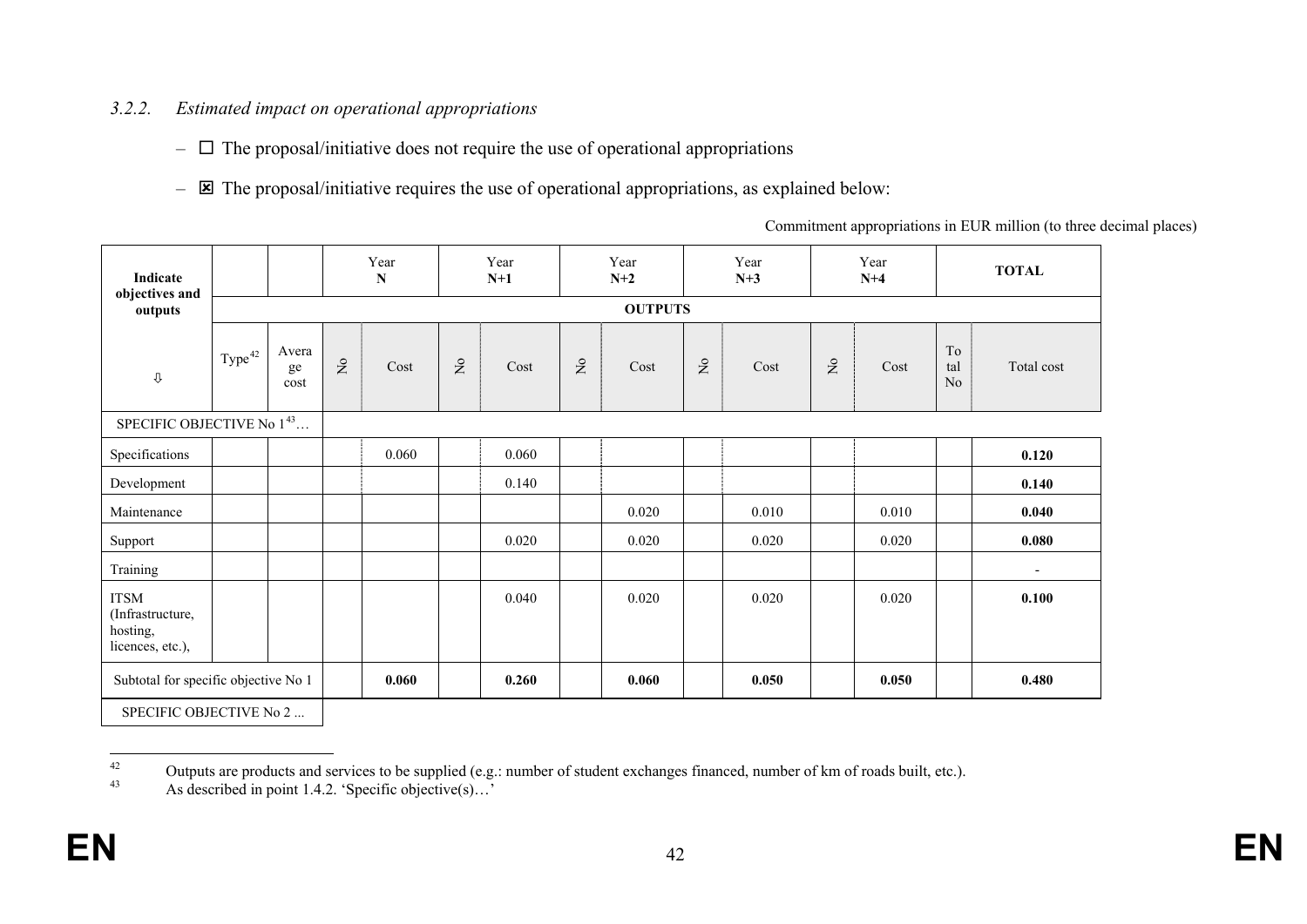### *3.2.2. Estimated impact on operational appropriations*

- ☐ The proposal/initiative does not require the use of operational appropriations
- ☒ The proposal/initiative requires the use of operational appropriations, as explained below:

Commitment appropriations in EUR million (to three decimal places)

| Indicate objectives and outputs | | | Year N | | Year N+1 | | Year N+2 | | Year N+3 | | Year N+4 | | TOTAL | |
|---|---|---|---|---|---|---|---|---|---|---|---|---|---|---|
| | OUTPUTS | | | | | | | | | | | | | |
| ⇩ | Type[42] | Average cost | No | Cost | No | Cost | No | Cost | No | Cost | No | Cost | Total No | Total cost |
| SPECIFIC OBJECTIVE No 1[43]… | | | | | | | | | | | | | | |
| Specifications | | | | 0.060 | | 0.060 | | | | | | | | **0.120** |
| Development | | | | | | 0.140 | | | | | | | | **0.140** |
| Maintenance | | | | | | | | 0.020 | | 0.010 | | 0.010 | | **0.040** |
| Support | | | | | | 0.020 | | 0.020 | | 0.020 | | 0.020 | | **0.080** |
| Training | | | | | | | | | | | | | | - |
| ITSM (Infrastructure, hosting, licences, etc.), | | | | | | 0.040 | | 0.020 | | 0.020 | | 0.020 | | **0.100** |
| Subtotal for specific objective No 1 | | | | **0.060** | | **0.260** | | **0.060** | | **0.050** | | **0.050** | | **0.480** |
| SPECIFIC OBJECTIVE No 2 ... | | | | | | | | | | | | | | |

[42] Outputs are products and services to be supplied (e.g.: number of student exchanges financed, number of km of roads built, etc.).

[43] As described in point 1.4.2. 'Specific objective(s)…'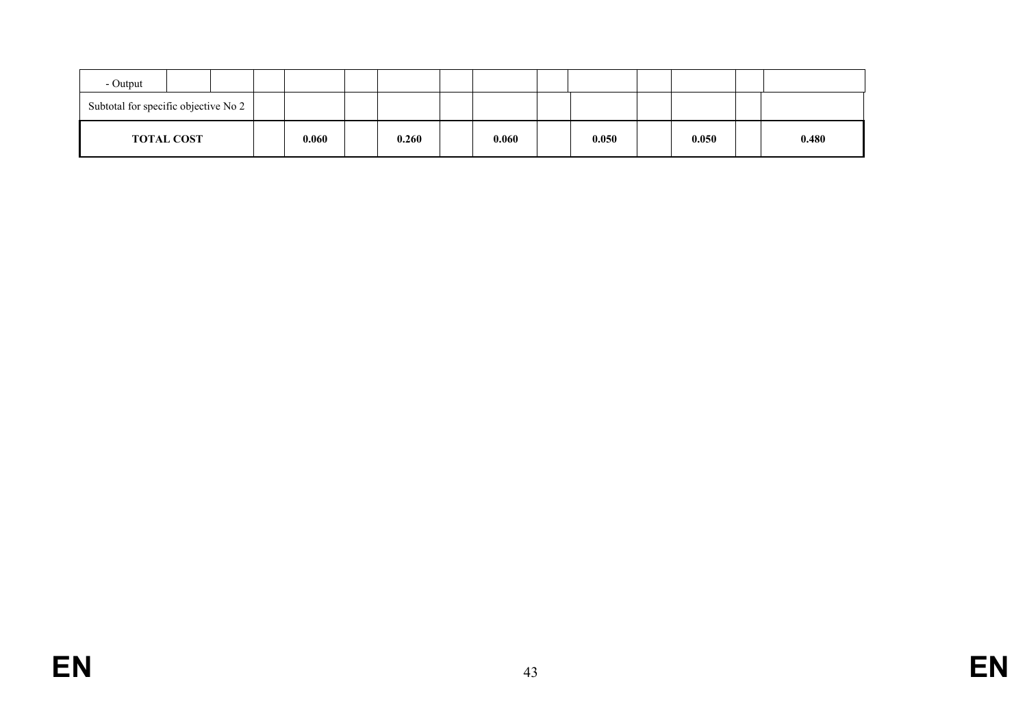| - Output | | | | | | | | | | | | | | |
|---|---|---|---|---|---|---|---|---|---|---|---|---|---|---|
| Subtotal for specific objective No 2 | | | | | | | | | | | | | | |
| **TOTAL COST** | | | | **0.060** | | **0.260** | | **0.060** | | **0.050** | | **0.050** | | **0.480** |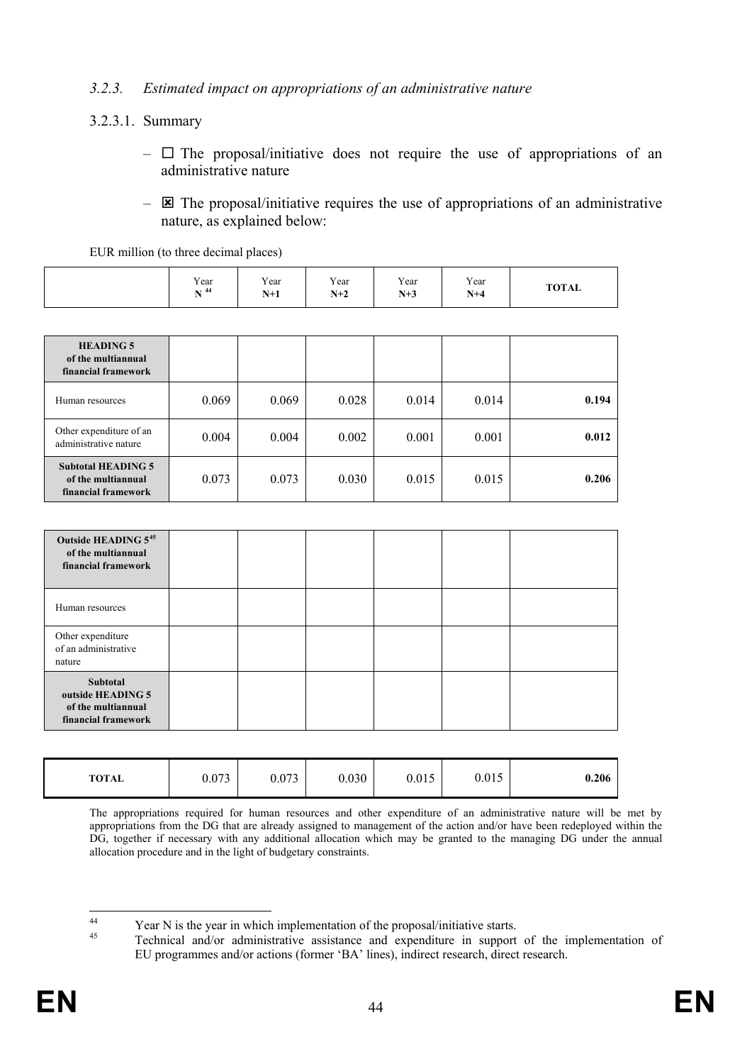### *3.2.3. Estimated impact on appropriations of an administrative nature*

3.2.3.1. Summary

- ☐ The proposal/initiative does not require the use of appropriations of an administrative nature
- ☒ The proposal/initiative requires the use of appropriations of an administrative nature, as explained below:

EUR million (to three decimal places)

| | Year N [44] | Year N+1 | Year N+2 | Year N+3 | Year N+4 | TOTAL |
|---|---|---|---|---|---|---|
| **HEADING 5 of the multiannual financial framework** | | | | | | |
| Human resources | 0.069 | 0.069 | 0.028 | 0.014 | 0.014 | **0.194** |
| Other expenditure of an administrative nature | 0.004 | 0.004 | 0.002 | 0.001 | 0.001 | **0.012** |
| **Subtotal HEADING 5 of the multiannual financial framework** | 0.073 | 0.073 | 0.030 | 0.015 | 0.015 | **0.206** |
| **Outside HEADING 5[45] of the multiannual financial framework** | | | | | | |
| Human resources | | | | | | |
| Other expenditure of an administrative nature | | | | | | |
| **Subtotal outside HEADING 5 of the multiannual financial framework** | | | | | | |
| **TOTAL** | 0.073 | 0.073 | 0.030 | 0.015 | 0.015 | **0.206** |

The appropriations required for human resources and other expenditure of an administrative nature will be met by appropriations from the DG that are already assigned to management of the action and/or have been redeployed within the DG, together if necessary with any additional allocation which may be granted to the managing DG under the annual allocation procedure and in the light of budgetary constraints.

[44] Year N is the year in which implementation of the proposal/initiative starts.

[45] Technical and/or administrative assistance and expenditure in support of the implementation of EU programmes and/or actions (former 'BA' lines), indirect research, direct research.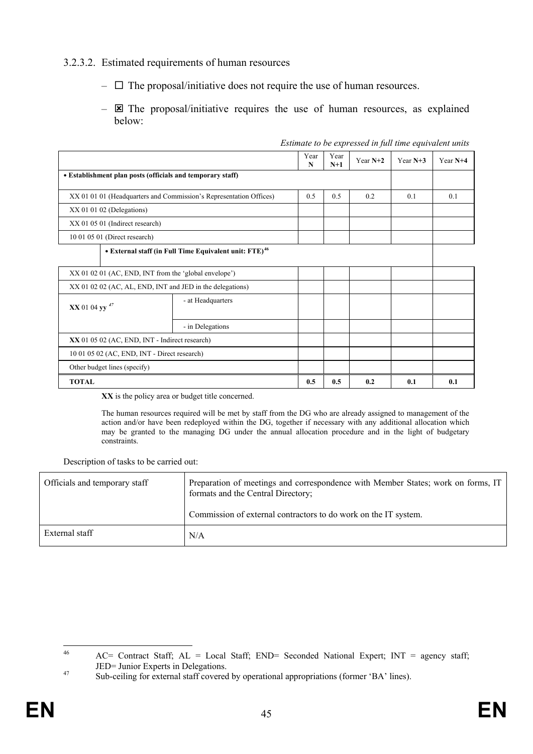3.2.3.2. Estimated requirements of human resources

– ☐ The proposal/initiative does not require the use of human resources.

– ☒ The proposal/initiative requires the use of human resources, as explained below:

*Estimate to be expressed in full time equivalent units*

| | | Year **N** | Year **N+1** | Year **N+2** | Year **N+3** | Year **N+4** |
|---|---|---|---|---|---|---|
| **• Establishment plan posts (officials and temporary staff)** | | | | | | |
| XX 01 01 01 (Headquarters and Commission's Representation Offices) | | 0.5 | 0.5 | 0.2 | 0.1 | 0.1 |
| XX 01 01 02 (Delegations) | | | | | | |
| XX 01 05 01 (Indirect research) | | | | | | |
| 10 01 05 01 (Direct research) | | | | | | |
| **• External staff (in Full Time Equivalent unit: FTE)**[46] | | | | | | |
| XX 01 02 01 (AC, END, INT from the 'global envelope') | | | | | | |
| XX 01 02 02 (AC, AL, END, INT and JED in the delegations) | | | | | | |
| **XX** 01 04 **yy** [47] | - at Headquarters | | | | | |
| | - in Delegations | | | | | |
| **XX** 01 05 02 (AC, END, INT - Indirect research) | | | | | | |
| 10 01 05 02 (AC, END, INT - Direct research) | | | | | | |
| Other budget lines (specify) | | | | | | |
| **TOTAL** | | **0.5** | **0.5** | **0.2** | **0.1** | **0.1** |

**XX** is the policy area or budget title concerned.

The human resources required will be met by staff from the DG who are already assigned to management of the action and/or have been redeployed within the DG, together if necessary with any additional allocation which may be granted to the managing DG under the annual allocation procedure and in the light of budgetary constraints.

Description of tasks to be carried out:

| | |
|---|---|
| Officials and temporary staff | Preparation of meetings and correspondence with Member States; work on forms, IT formats and the Central Directory;<br><br>Commission of external contractors to do work on the IT system. |
| External staff | N/A |

[46] AC= Contract Staff; AL = Local Staff; END= Seconded National Expert; INT = agency staff; JED= Junior Experts in Delegations.

[47] Sub-ceiling for external staff covered by operational appropriations (former 'BA' lines).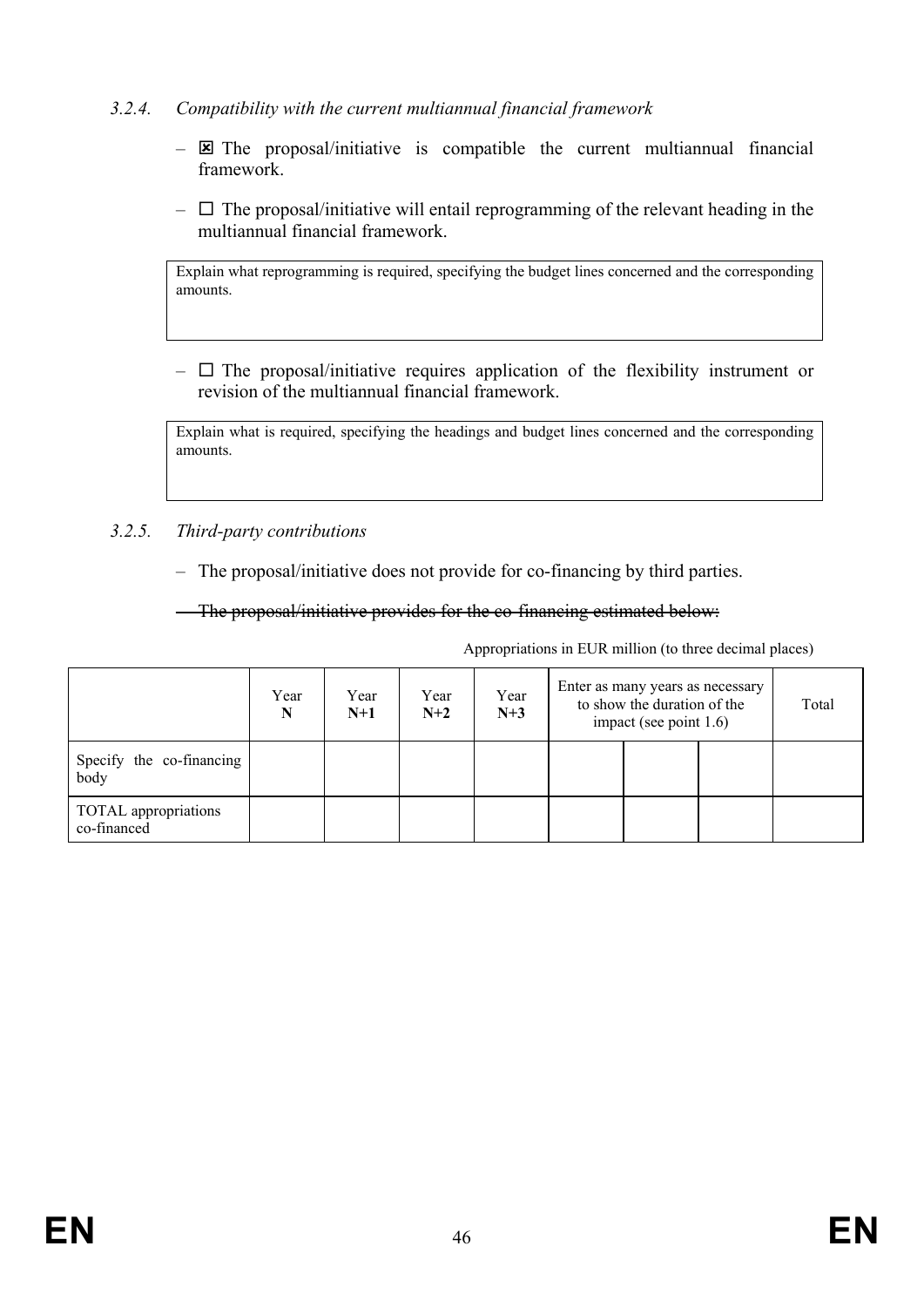### 3.2.4. *Compatibility with the current multiannual financial framework*

- ☒ The proposal/initiative is compatible the current multiannual financial framework.
- ☐ The proposal/initiative will entail reprogramming of the relevant heading in the multiannual financial framework.

| Explain what reprogramming is required, specifying the budget lines concerned and the corresponding amounts. |
|---|

- ☐ The proposal/initiative requires application of the flexibility instrument or revision of the multiannual financial framework.

| Explain what is required, specifying the headings and budget lines concerned and the corresponding amounts. |
|---|

### 3.2.5. *Third-party contributions*

- The proposal/initiative does not provide for co-financing by third parties.
- ~~The proposal/initiative provides for the co-financing estimated below:~~

Appropriations in EUR million (to three decimal places)

| | Year **N** | Year **N+1** | Year **N+2** | Year **N+3** | Enter as many years as necessary to show the duration of the impact (see point 1.6) | | | Total |
|---|---|---|---|---|---|---|---|---|
| Specify the co-financing body | | | | | | | | |
| TOTAL appropriations co-financed | | | | | | | | |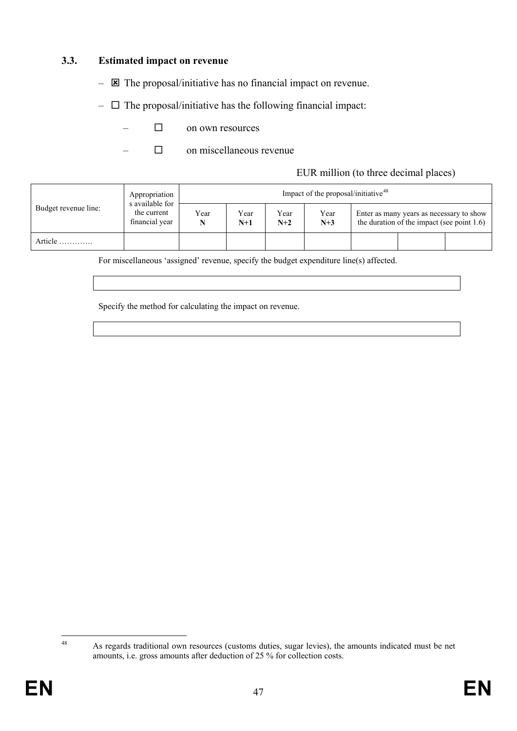### 3.3. Estimated impact on revenue

– ☒ The proposal/initiative has no financial impact on revenue.

– ☐ The proposal/initiative has the following financial impact:

  – ☐ on own resources

  – ☐ on miscellaneous revenue

EUR million (to three decimal places)

| Budget revenue line: | Appropriations available for the current financial year | Impact of the proposal/initiative[48] | | | | | | |
|---|---|---|---|---|---|---|---|---|
| | | Year **N** | Year **N+1** | Year **N+2** | Year **N+3** | Enter as many years as necessary to show the duration of the impact (see point 1.6) | | |
| Article …………. | | | | | | | | |

For miscellaneous ‘assigned’ revenue, specify the budget expenditure line(s) affected.

| |
|---|
| |

Specify the method for calculating the impact on revenue.

| |
|---|
| |

[48] As regards traditional own resources (customs duties, sugar levies), the amounts indicated must be net amounts, i.e. gross amounts after deduction of 25 % for collection costs.